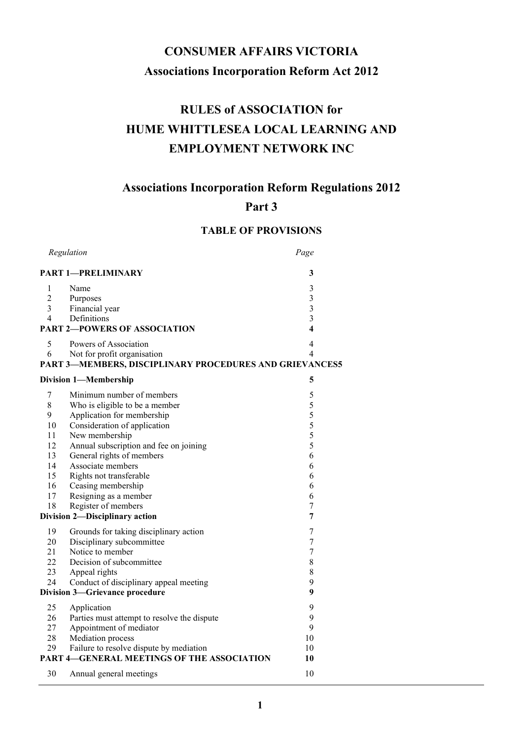# CONSUMER AFFAIRS VICTORIA

## Associations Incorporation Reform Act 2012

# RULES of ASSOCIATION for HUME WHITTLESEA LOCAL LEARNING AND EMPLOYMENT NETWORK INC

## Associations Incorporation Reform Regulations 2012

## Part 3

### TABLE OF PROVISIONS

| Regulation | | Page |
|---|---|---|
| **PART 1—PRELIMINARY** | | **3** |
| 1 | Name | 3 |
| 2 | Purposes | 3 |
| 3 | Financial year | 3 |
| 4 | Definitions | 3 |
| **PART 2—POWERS OF ASSOCIATION** | | **4** |
| 5 | Powers of Association | 4 |
| 6 | Not for profit organisation | 4 |
| **PART 3—MEMBERS, DISCIPLINARY PROCEDURES AND GRIEVANCES** | | **5** |
| **Division 1—Membership** | | **5** |
| 7 | Minimum number of members | 5 |
| 8 | Who is eligible to be a member | 5 |
| 9 | Application for membership | 5 |
| 10 | Consideration of application | 5 |
| 11 | New membership | 5 |
| 12 | Annual subscription and fee on joining | 5 |
| 13 | General rights of members | 6 |
| 14 | Associate members | 6 |
| 15 | Rights not transferable | 6 |
| 16 | Ceasing membership | 6 |
| 17 | Resigning as a member | 6 |
| 18 | Register of members | 7 |
| **Division 2—Disciplinary action** | | **7** |
| 19 | Grounds for taking disciplinary action | 7 |
| 20 | Disciplinary subcommittee | 7 |
| 21 | Notice to member | 7 |
| 22 | Decision of subcommittee | 8 |
| 23 | Appeal rights | 8 |
| 24 | Conduct of disciplinary appeal meeting | 9 |
| **Division 3—Grievance procedure** | | **9** |
| 25 | Application | 9 |
| 26 | Parties must attempt to resolve the dispute | 9 |
| 27 | Appointment of mediator | 9 |
| 28 | Mediation process | 10 |
| 29 | Failure to resolve dispute by mediation | 10 |
| **PART 4—GENERAL MEETINGS OF THE ASSOCIATION** | | **10** |
| 30 | Annual general meetings | 10 |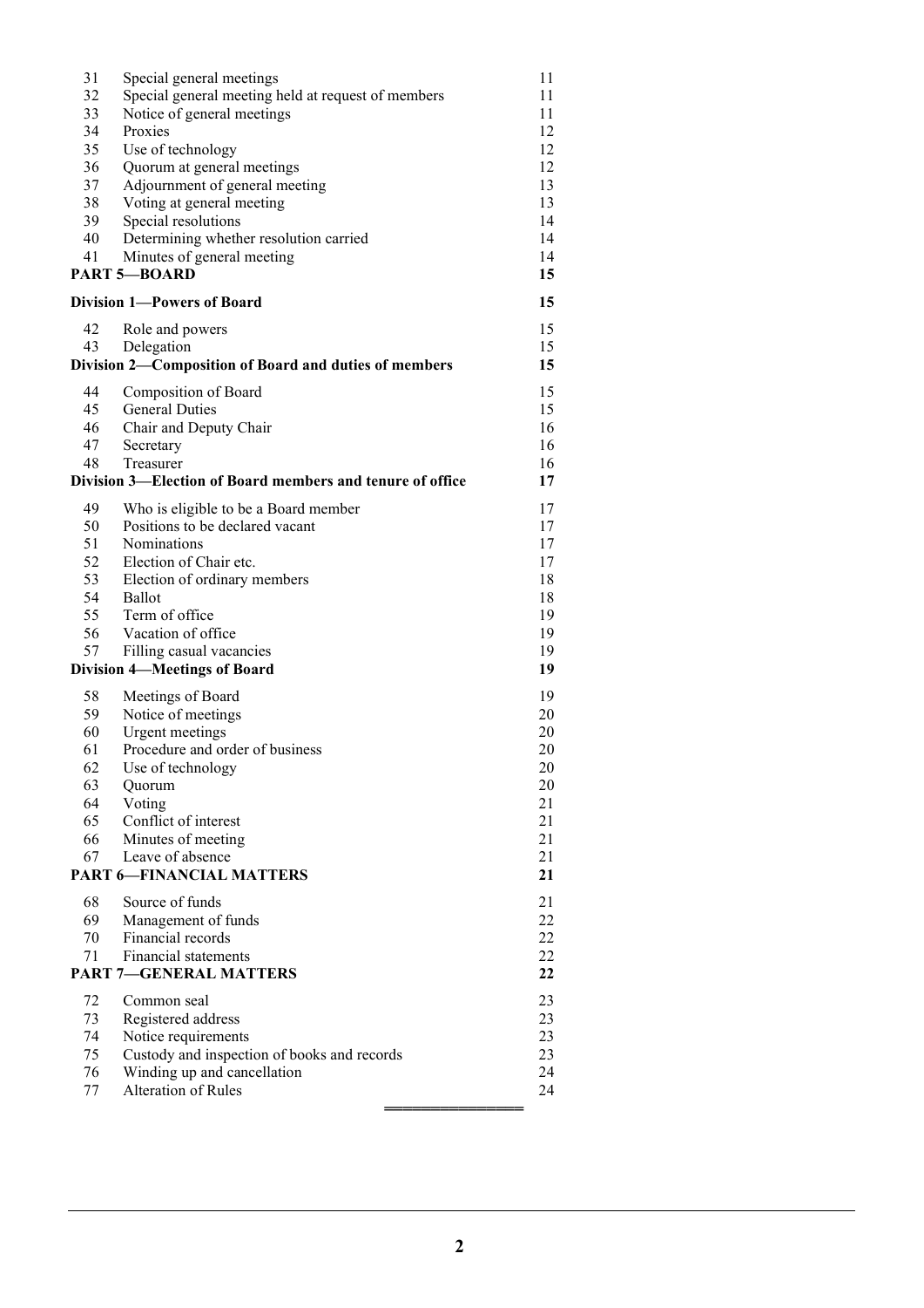| | | |
|---|---|---|
| 31 | Special general meetings | 11 |
| 32 | Special general meeting held at request of members | 11 |
| 33 | Notice of general meetings | 11 |
| 34 | Proxies | 12 |
| 35 | Use of technology | 12 |
| 36 | Quorum at general meetings | 12 |
| 37 | Adjournment of general meeting | 13 |
| 38 | Voting at general meeting | 13 |
| 39 | Special resolutions | 14 |
| 40 | Determining whether resolution carried | 14 |
| 41 | Minutes of general meeting | 14 |
| **PART 5—BOARD** | | **15** |
| **Division 1—Powers of Board** | | **15** |
| 42 | Role and powers | 15 |
| 43 | Delegation | 15 |
| **Division 2—Composition of Board and duties of members** | | **15** |
| 44 | Composition of Board | 15 |
| 45 | General Duties | 15 |
| 46 | Chair and Deputy Chair | 16 |
| 47 | Secretary | 16 |
| 48 | Treasurer | 16 |
| **Division 3—Election of Board members and tenure of office** | | **17** |
| 49 | Who is eligible to be a Board member | 17 |
| 50 | Positions to be declared vacant | 17 |
| 51 | Nominations | 17 |
| 52 | Election of Chair etc. | 17 |
| 53 | Election of ordinary members | 18 |
| 54 | Ballot | 18 |
| 55 | Term of office | 19 |
| 56 | Vacation of office | 19 |
| 57 | Filling casual vacancies | 19 |
| **Division 4—Meetings of Board** | | **19** |
| 58 | Meetings of Board | 19 |
| 59 | Notice of meetings | 20 |
| 60 | Urgent meetings | 20 |
| 61 | Procedure and order of business | 20 |
| 62 | Use of technology | 20 |
| 63 | Quorum | 20 |
| 64 | Voting | 21 |
| 65 | Conflict of interest | 21 |
| 66 | Minutes of meeting | 21 |
| 67 | Leave of absence | 21 |
| **PART 6—FINANCIAL MATTERS** | | **21** |
| 68 | Source of funds | 21 |
| 69 | Management of funds | 22 |
| 70 | Financial records | 22 |
| 71 | Financial statements | 22 |
| **PART 7—GENERAL MATTERS** | | **22** |
| 72 | Common seal | 23 |
| 73 | Registered address | 23 |
| 74 | Notice requirements | 23 |
| 75 | Custody and inspection of books and records | 23 |
| 76 | Winding up and cancellation | 24 |
| 77 | Alteration of Rules | 24 |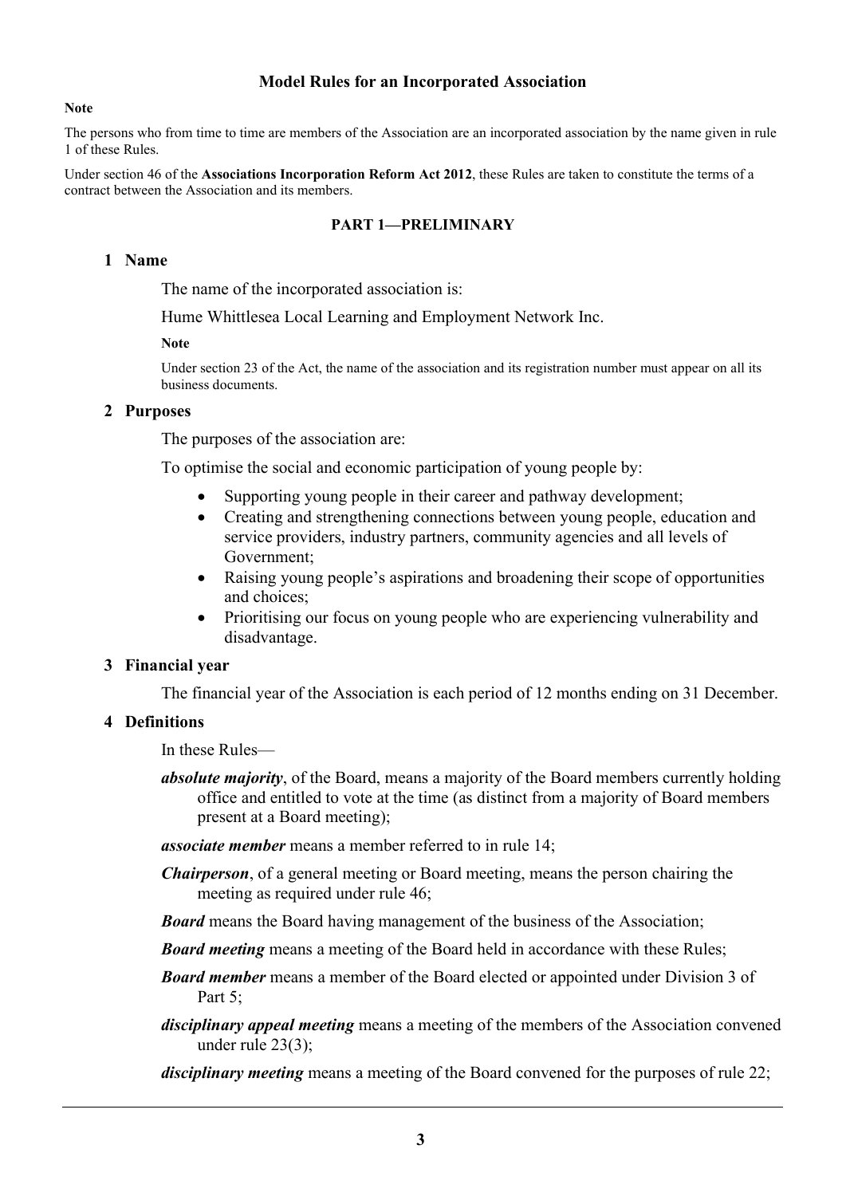# Model Rules for an Incorporated Association

**Note**

The persons who from time to time are members of the Association are an incorporated association by the name given in rule 1 of these Rules.

Under section 46 of the **Associations Incorporation Reform Act 2012**, these Rules are taken to constitute the terms of a contract between the Association and its members.

## PART 1—PRELIMINARY

### 1 Name

The name of the incorporated association is:

Hume Whittlesea Local Learning and Employment Network Inc.

**Note**

Under section 23 of the Act, the name of the association and its registration number must appear on all its business documents.

### 2 Purposes

The purposes of the association are:

To optimise the social and economic participation of young people by:

- Supporting young people in their career and pathway development;
- Creating and strengthening connections between young people, education and service providers, industry partners, community agencies and all levels of Government;
- Raising young people's aspirations and broadening their scope of opportunities and choices;
- Prioritising our focus on young people who are experiencing vulnerability and disadvantage.

### 3 Financial year

The financial year of the Association is each period of 12 months ending on 31 December.

### 4 Definitions

In these Rules—

***absolute majority***, of the Board, means a majority of the Board members currently holding office and entitled to vote at the time (as distinct from a majority of Board members present at a Board meeting);

***associate member*** means a member referred to in rule 14;

***Chairperson***, of a general meeting or Board meeting, means the person chairing the meeting as required under rule 46;

***Board*** means the Board having management of the business of the Association;

***Board meeting*** means a meeting of the Board held in accordance with these Rules;

***Board member*** means a member of the Board elected or appointed under Division 3 of Part 5;

***disciplinary appeal meeting*** means a meeting of the members of the Association convened under rule 23(3);

***disciplinary meeting*** means a meeting of the Board convened for the purposes of rule 22;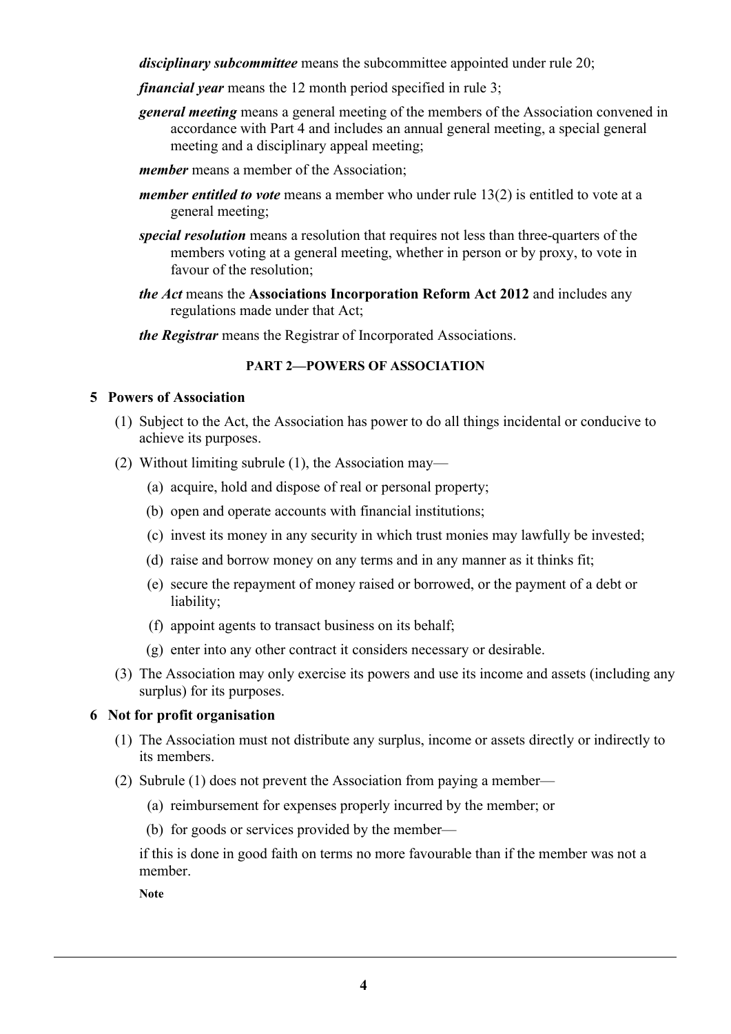***disciplinary subcommittee*** means the subcommittee appointed under rule 20;

***financial year*** means the 12 month period specified in rule 3;

***general meeting*** means a general meeting of the members of the Association convened in accordance with Part 4 and includes an annual general meeting, a special general meeting and a disciplinary appeal meeting;

***member*** means a member of the Association;

***member entitled to vote*** means a member who under rule 13(2) is entitled to vote at a general meeting;

***special resolution*** means a resolution that requires not less than three-quarters of the members voting at a general meeting, whether in person or by proxy, to vote in favour of the resolution;

***the Act*** means the **Associations Incorporation Reform Act 2012** and includes any regulations made under that Act;

***the Registrar*** means the Registrar of Incorporated Associations.

## PART 2—POWERS OF ASSOCIATION

### 5 Powers of Association

(1) Subject to the Act, the Association has power to do all things incidental or conducive to achieve its purposes.

(2) Without limiting subrule (1), the Association may—

  (a) acquire, hold and dispose of real or personal property;

  (b) open and operate accounts with financial institutions;

  (c) invest its money in any security in which trust monies may lawfully be invested;

  (d) raise and borrow money on any terms and in any manner as it thinks fit;

  (e) secure the repayment of money raised or borrowed, or the payment of a debt or liability;

  (f) appoint agents to transact business on its behalf;

  (g) enter into any other contract it considers necessary or desirable.

(3) The Association may only exercise its powers and use its income and assets (including any surplus) for its purposes.

### 6 Not for profit organisation

(1) The Association must not distribute any surplus, income or assets directly or indirectly to its members.

(2) Subrule (1) does not prevent the Association from paying a member—

  (a) reimbursement for expenses properly incurred by the member; or

  (b) for goods or services provided by the member—

if this is done in good faith on terms no more favourable than if the member was not a member.

**Note**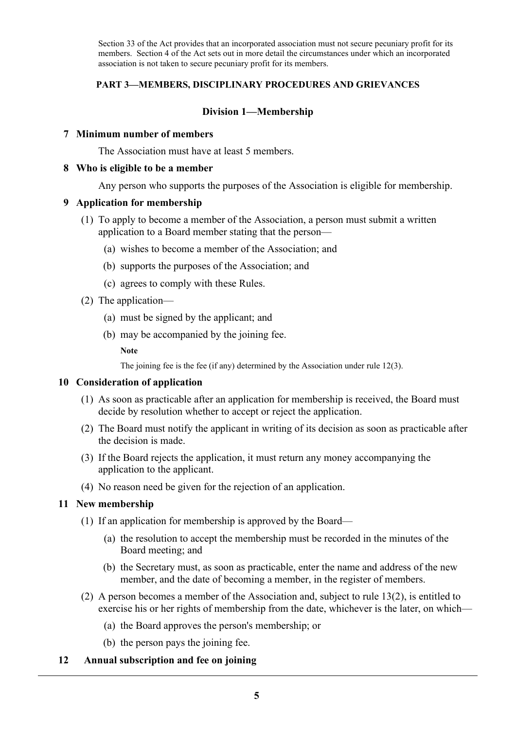Section 33 of the Act provides that an incorporated association must not secure pecuniary profit for its members. Section 4 of the Act sets out in more detail the circumstances under which an incorporated association is not taken to secure pecuniary profit for its members.

## PART 3—MEMBERS, DISCIPLINARY PROCEDURES AND GRIEVANCES

### Division 1—Membership

**7 Minimum number of members**

The Association must have at least 5 members.

**8 Who is eligible to be a member**

Any person who supports the purposes of the Association is eligible for membership.

**9 Application for membership**

(1) To apply to become a member of the Association, a person must submit a written application to a Board member stating that the person—

- (a) wishes to become a member of the Association; and
- (b) supports the purposes of the Association; and
- (c) agrees to comply with these Rules.

(2) The application—

- (a) must be signed by the applicant; and
- (b) may be accompanied by the joining fee.

**Note**

The joining fee is the fee (if any) determined by the Association under rule 12(3).

**10 Consideration of application**

(1) As soon as practicable after an application for membership is received, the Board must decide by resolution whether to accept or reject the application.

(2) The Board must notify the applicant in writing of its decision as soon as practicable after the decision is made.

(3) If the Board rejects the application, it must return any money accompanying the application to the applicant.

(4) No reason need be given for the rejection of an application.

**11 New membership**

(1) If an application for membership is approved by the Board—

- (a) the resolution to accept the membership must be recorded in the minutes of the Board meeting; and
- (b) the Secretary must, as soon as practicable, enter the name and address of the new member, and the date of becoming a member, in the register of members.

(2) A person becomes a member of the Association and, subject to rule 13(2), is entitled to exercise his or her rights of membership from the date, whichever is the later, on which—

- (a) the Board approves the person's membership; or
- (b) the person pays the joining fee.

**12 Annual subscription and fee on joining**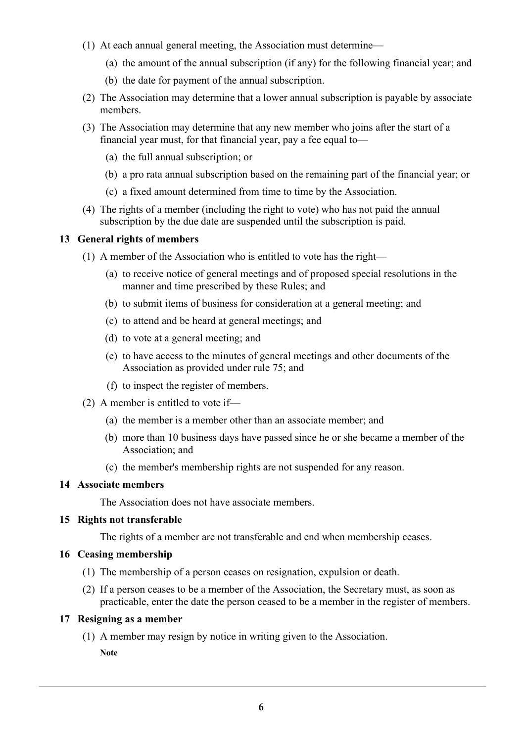(1) At each annual general meeting, the Association must determine—

(a) the amount of the annual subscription (if any) for the following financial year; and

(b) the date for payment of the annual subscription.

(2) The Association may determine that a lower annual subscription is payable by associate members.

(3) The Association may determine that any new member who joins after the start of a financial year must, for that financial year, pay a fee equal to—

(a) the full annual subscription; or

(b) a pro rata annual subscription based on the remaining part of the financial year; or

(c) a fixed amount determined from time to time by the Association.

(4) The rights of a member (including the right to vote) who has not paid the annual subscription by the due date are suspended until the subscription is paid.

### 13 General rights of members

(1) A member of the Association who is entitled to vote has the right—

(a) to receive notice of general meetings and of proposed special resolutions in the manner and time prescribed by these Rules; and

(b) to submit items of business for consideration at a general meeting; and

(c) to attend and be heard at general meetings; and

(d) to vote at a general meeting; and

(e) to have access to the minutes of general meetings and other documents of the Association as provided under rule 75; and

(f) to inspect the register of members.

(2) A member is entitled to vote if—

(a) the member is a member other than an associate member; and

(b) more than 10 business days have passed since he or she became a member of the Association; and

(c) the member's membership rights are not suspended for any reason.

### 14 Associate members

The Association does not have associate members.

### 15 Rights not transferable

The rights of a member are not transferable and end when membership ceases.

### 16 Ceasing membership

(1) The membership of a person ceases on resignation, expulsion or death.

(2) If a person ceases to be a member of the Association, the Secretary must, as soon as practicable, enter the date the person ceased to be a member in the register of members.

### 17 Resigning as a member

(1) A member may resign by notice in writing given to the Association.

**Note**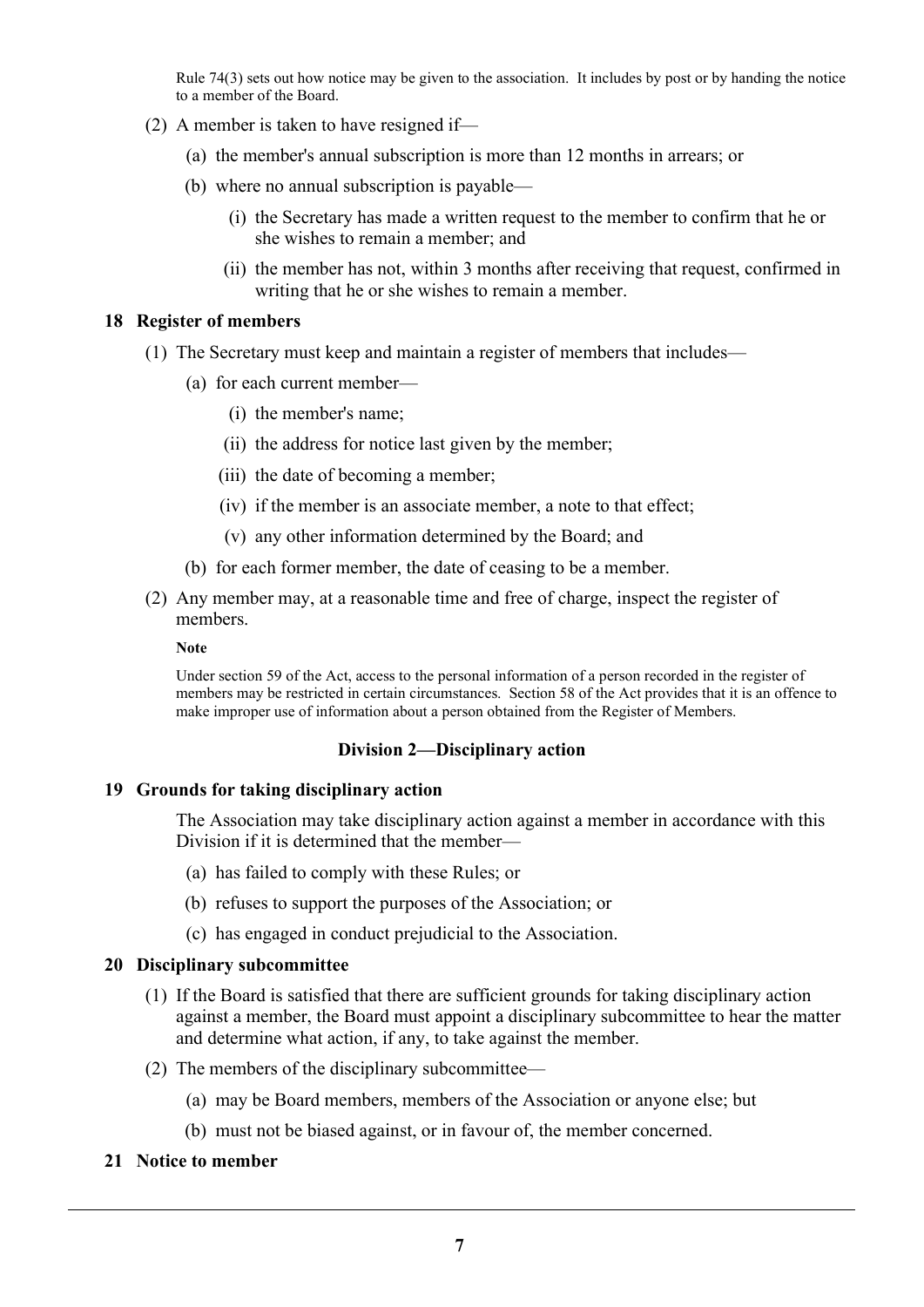Rule 74(3) sets out how notice may be given to the association. It includes by post or by handing the notice to a member of the Board.

(2) A member is taken to have resigned if—

(a) the member's annual subscription is more than 12 months in arrears; or

(b) where no annual subscription is payable—

(i) the Secretary has made a written request to the member to confirm that he or she wishes to remain a member; and

(ii) the member has not, within 3 months after receiving that request, confirmed in writing that he or she wishes to remain a member.

### 18 Register of members

(1) The Secretary must keep and maintain a register of members that includes—

(a) for each current member—

(i) the member's name;

(ii) the address for notice last given by the member;

(iii) the date of becoming a member;

(iv) if the member is an associate member, a note to that effect;

(v) any other information determined by the Board; and

(b) for each former member, the date of ceasing to be a member.

(2) Any member may, at a reasonable time and free of charge, inspect the register of members.

**Note**

Under section 59 of the Act, access to the personal information of a person recorded in the register of members may be restricted in certain circumstances. Section 58 of the Act provides that it is an offence to make improper use of information about a person obtained from the Register of Members.

## Division 2—Disciplinary action

### 19 Grounds for taking disciplinary action

The Association may take disciplinary action against a member in accordance with this Division if it is determined that the member—

(a) has failed to comply with these Rules; or

(b) refuses to support the purposes of the Association; or

(c) has engaged in conduct prejudicial to the Association.

### 20 Disciplinary subcommittee

(1) If the Board is satisfied that there are sufficient grounds for taking disciplinary action against a member, the Board must appoint a disciplinary subcommittee to hear the matter and determine what action, if any, to take against the member.

(2) The members of the disciplinary subcommittee—

(a) may be Board members, members of the Association or anyone else; but

(b) must not be biased against, or in favour of, the member concerned.

### 21 Notice to member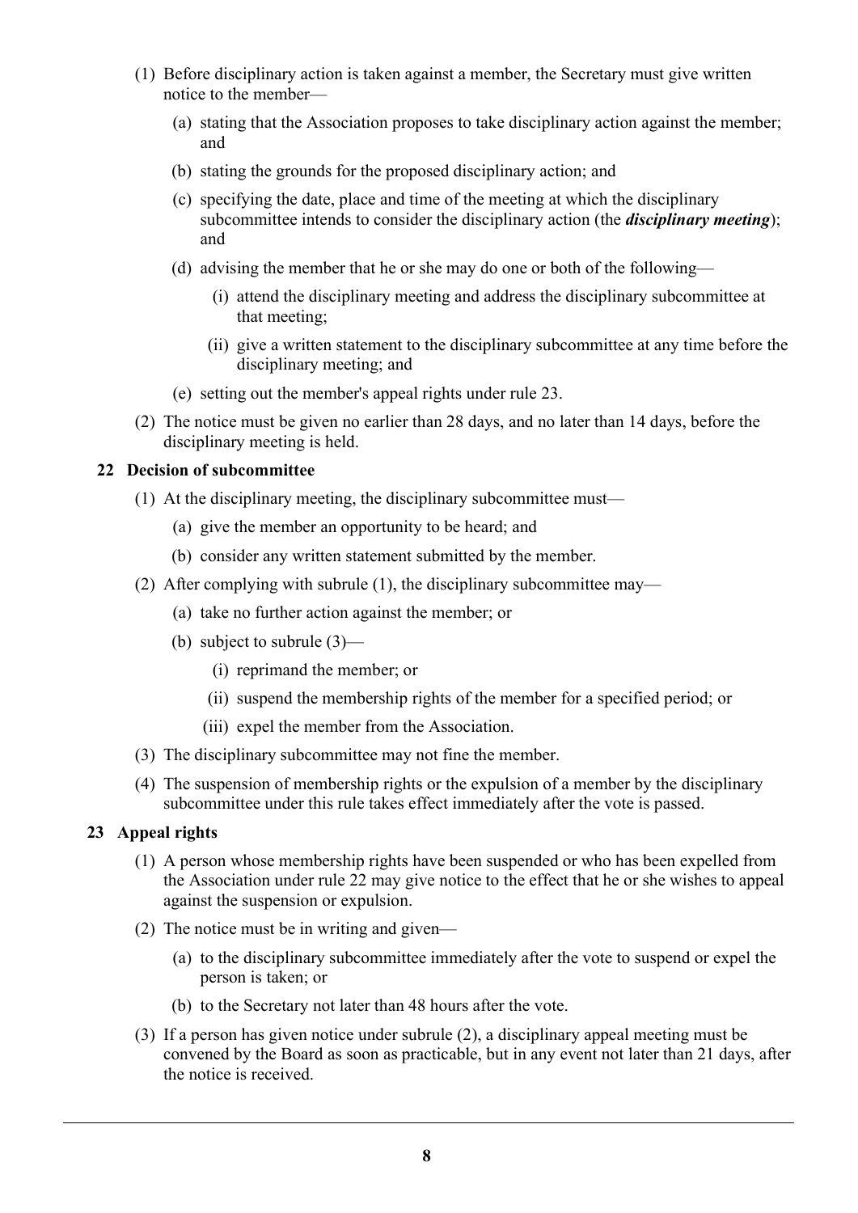(1) Before disciplinary action is taken against a member, the Secretary must give written notice to the member—

(a) stating that the Association proposes to take disciplinary action against the member; and

(b) stating the grounds for the proposed disciplinary action; and

(c) specifying the date, place and time of the meeting at which the disciplinary subcommittee intends to consider the disciplinary action (the ***disciplinary meeting***); and

(d) advising the member that he or she may do one or both of the following—

(i) attend the disciplinary meeting and address the disciplinary subcommittee at that meeting;

(ii) give a written statement to the disciplinary subcommittee at any time before the disciplinary meeting; and

(e) setting out the member's appeal rights under rule 23.

(2) The notice must be given no earlier than 28 days, and no later than 14 days, before the disciplinary meeting is held.

### 22 Decision of subcommittee

(1) At the disciplinary meeting, the disciplinary subcommittee must—

(a) give the member an opportunity to be heard; and

(b) consider any written statement submitted by the member.

(2) After complying with subrule (1), the disciplinary subcommittee may—

(a) take no further action against the member; or

(b) subject to subrule (3)—

(i) reprimand the member; or

(ii) suspend the membership rights of the member for a specified period; or

(iii) expel the member from the Association.

(3) The disciplinary subcommittee may not fine the member.

(4) The suspension of membership rights or the expulsion of a member by the disciplinary subcommittee under this rule takes effect immediately after the vote is passed.

### 23 Appeal rights

(1) A person whose membership rights have been suspended or who has been expelled from the Association under rule 22 may give notice to the effect that he or she wishes to appeal against the suspension or expulsion.

(2) The notice must be in writing and given—

(a) to the disciplinary subcommittee immediately after the vote to suspend or expel the person is taken; or

(b) to the Secretary not later than 48 hours after the vote.

(3) If a person has given notice under subrule (2), a disciplinary appeal meeting must be convened by the Board as soon as practicable, but in any event not later than 21 days, after the notice is received.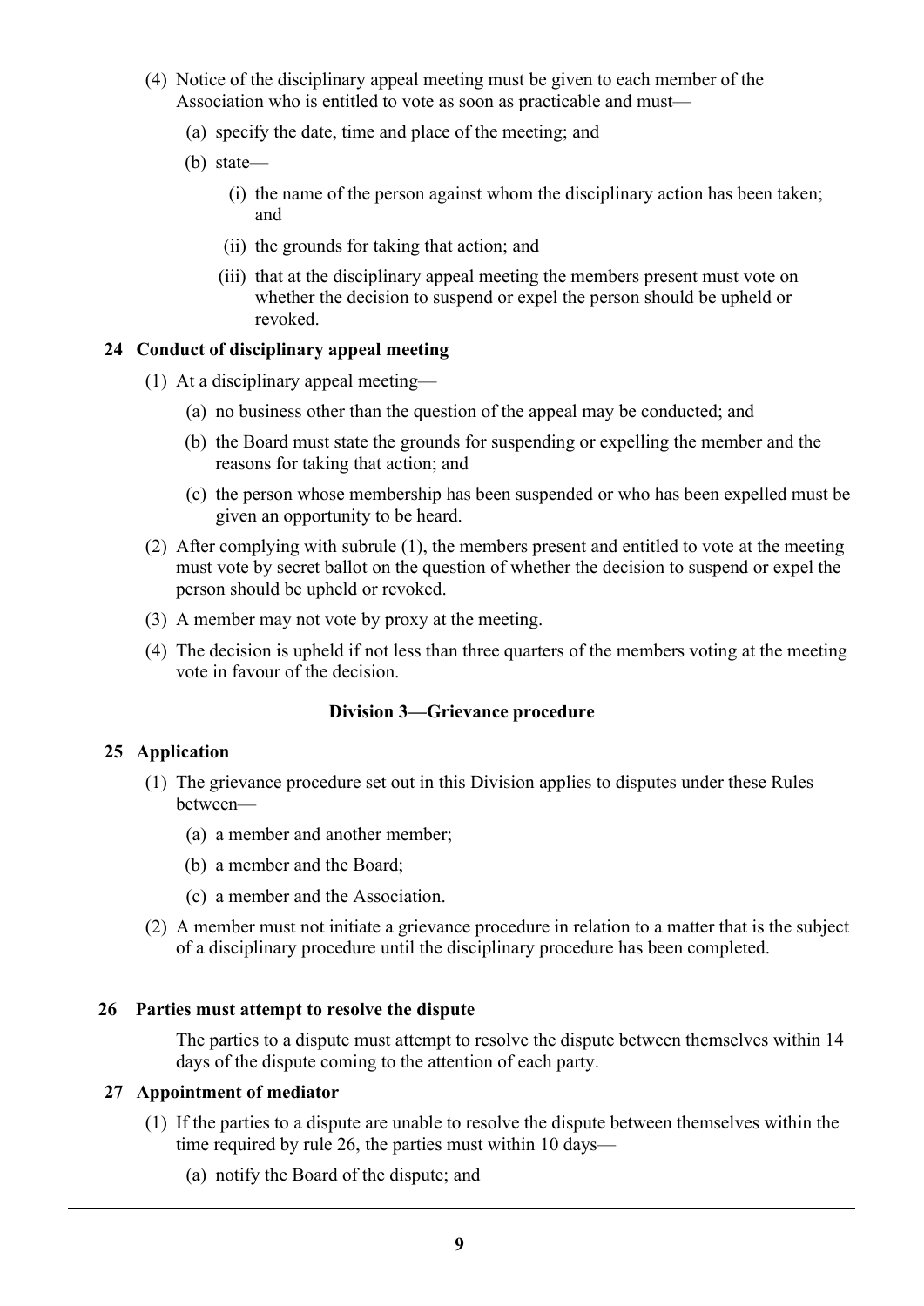(4) Notice of the disciplinary appeal meeting must be given to each member of the Association who is entitled to vote as soon as practicable and must—

  (a) specify the date, time and place of the meeting; and

  (b) state—

    (i) the name of the person against whom the disciplinary action has been taken; and

    (ii) the grounds for taking that action; and

    (iii) that at the disciplinary appeal meeting the members present must vote on whether the decision to suspend or expel the person should be upheld or revoked.

**24 Conduct of disciplinary appeal meeting**

(1) At a disciplinary appeal meeting—

  (a) no business other than the question of the appeal may be conducted; and

  (b) the Board must state the grounds for suspending or expelling the member and the reasons for taking that action; and

  (c) the person whose membership has been suspended or who has been expelled must be given an opportunity to be heard.

(2) After complying with subrule (1), the members present and entitled to vote at the meeting must vote by secret ballot on the question of whether the decision to suspend or expel the person should be upheld or revoked.

(3) A member may not vote by proxy at the meeting.

(4) The decision is upheld if not less than three quarters of the members voting at the meeting vote in favour of the decision.

**Division 3—Grievance procedure**

**25 Application**

(1) The grievance procedure set out in this Division applies to disputes under these Rules between—

  (a) a member and another member;

  (b) a member and the Board;

  (c) a member and the Association.

(2) A member must not initiate a grievance procedure in relation to a matter that is the subject of a disciplinary procedure until the disciplinary procedure has been completed.

**26 Parties must attempt to resolve the dispute**

The parties to a dispute must attempt to resolve the dispute between themselves within 14 days of the dispute coming to the attention of each party.

**27 Appointment of mediator**

(1) If the parties to a dispute are unable to resolve the dispute between themselves within the time required by rule 26, the parties must within 10 days—

  (a) notify the Board of the dispute; and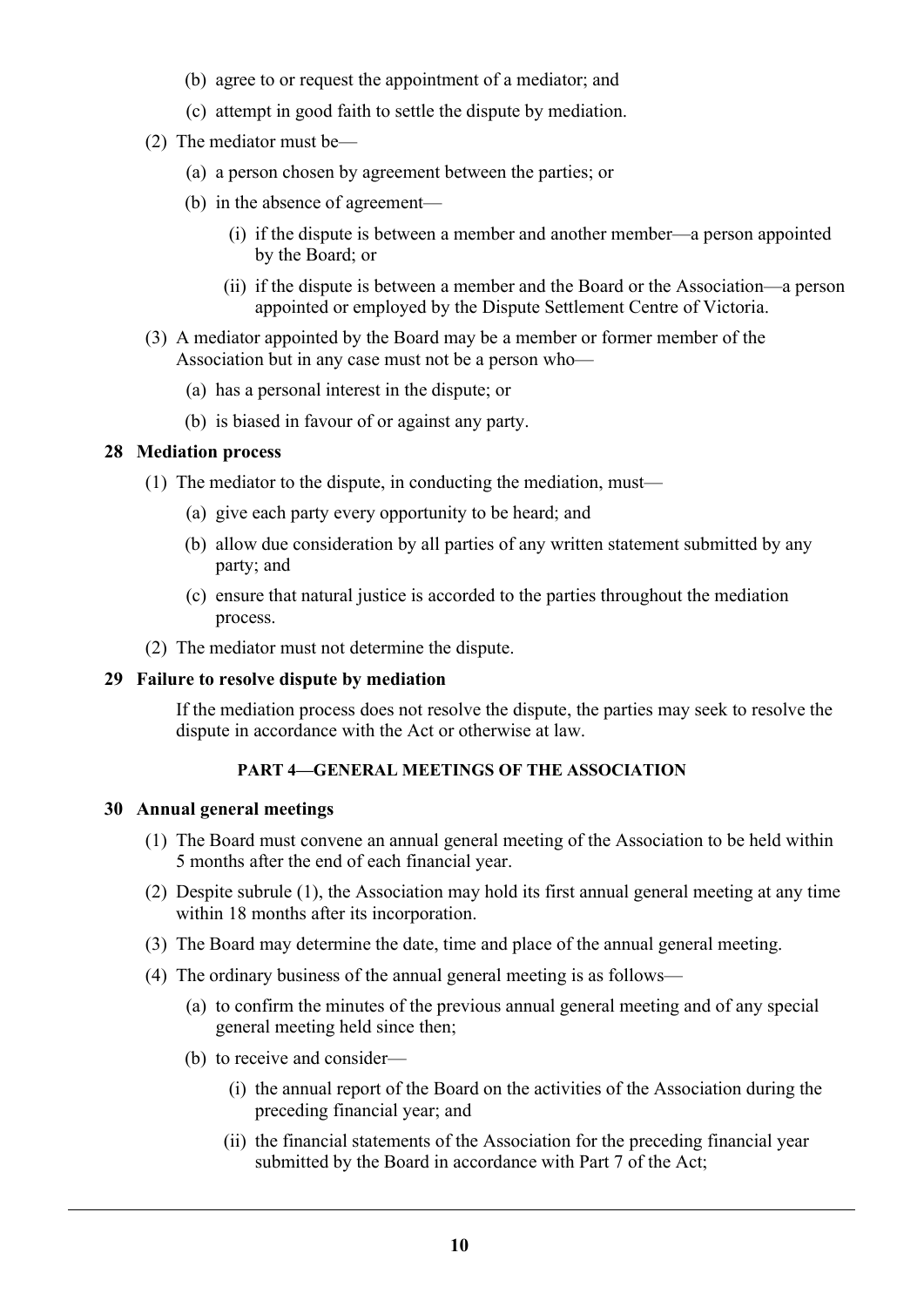(b) agree to or request the appointment of a mediator; and

(c) attempt in good faith to settle the dispute by mediation.

(2) The mediator must be—

(a) a person chosen by agreement between the parties; or

(b) in the absence of agreement—

(i) if the dispute is between a member and another member—a person appointed by the Board; or

(ii) if the dispute is between a member and the Board or the Association—a person appointed or employed by the Dispute Settlement Centre of Victoria.

(3) A mediator appointed by the Board may be a member or former member of the Association but in any case must not be a person who—

(a) has a personal interest in the dispute; or

(b) is biased in favour of or against any party.

### 28 Mediation process

(1) The mediator to the dispute, in conducting the mediation, must—

(a) give each party every opportunity to be heard; and

(b) allow due consideration by all parties of any written statement submitted by any party; and

(c) ensure that natural justice is accorded to the parties throughout the mediation process.

(2) The mediator must not determine the dispute.

### 29 Failure to resolve dispute by mediation

If the mediation process does not resolve the dispute, the parties may seek to resolve the dispute in accordance with the Act or otherwise at law.

## PART 4—GENERAL MEETINGS OF THE ASSOCIATION

### 30 Annual general meetings

(1) The Board must convene an annual general meeting of the Association to be held within 5 months after the end of each financial year.

(2) Despite subrule (1), the Association may hold its first annual general meeting at any time within 18 months after its incorporation.

(3) The Board may determine the date, time and place of the annual general meeting.

(4) The ordinary business of the annual general meeting is as follows—

(a) to confirm the minutes of the previous annual general meeting and of any special general meeting held since then;

(b) to receive and consider—

(i) the annual report of the Board on the activities of the Association during the preceding financial year; and

(ii) the financial statements of the Association for the preceding financial year submitted by the Board in accordance with Part 7 of the Act;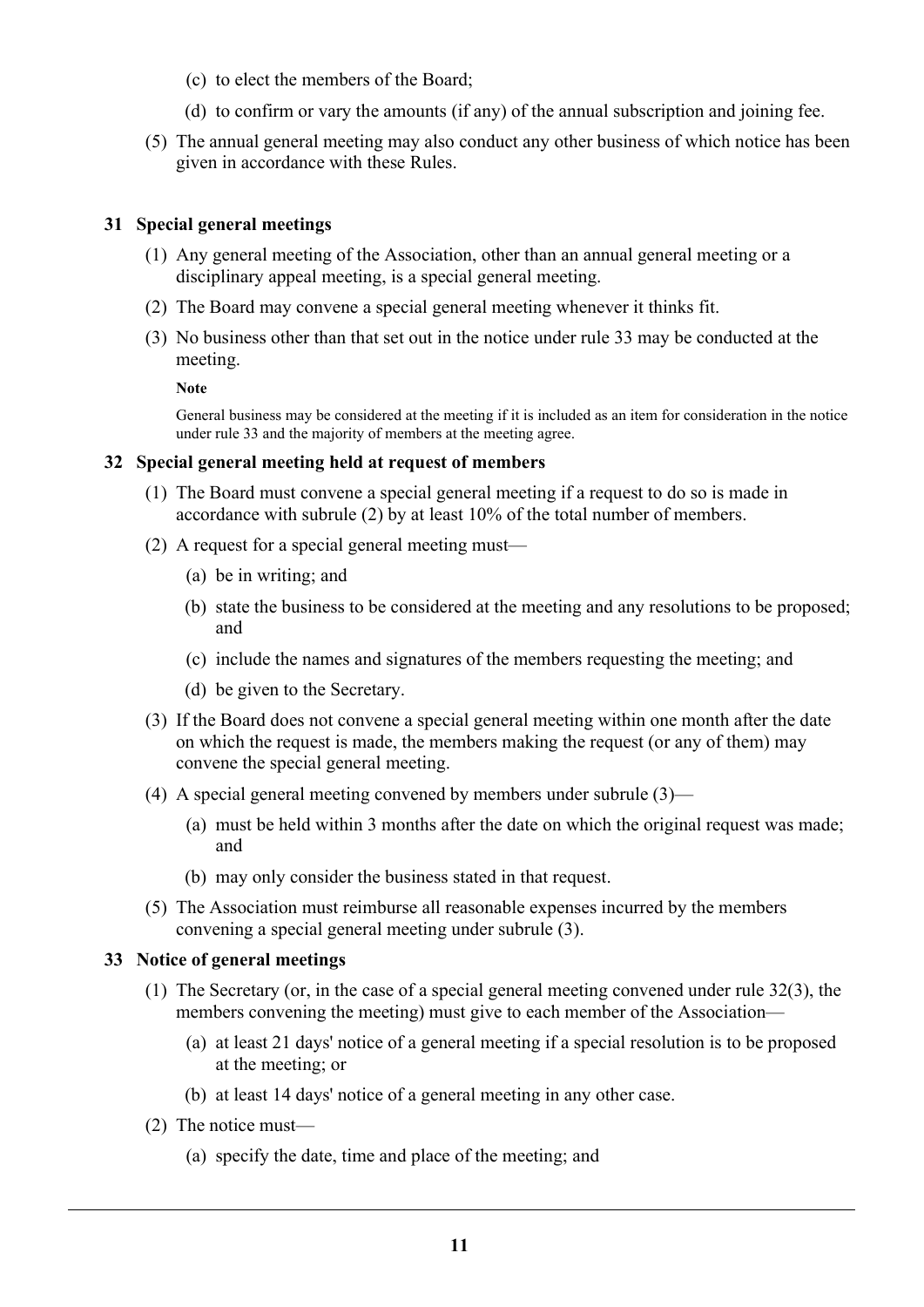(c) to elect the members of the Board;

(d) to confirm or vary the amounts (if any) of the annual subscription and joining fee.

(5) The annual general meeting may also conduct any other business of which notice has been given in accordance with these Rules.

### 31 Special general meetings

(1) Any general meeting of the Association, other than an annual general meeting or a disciplinary appeal meeting, is a special general meeting.

(2) The Board may convene a special general meeting whenever it thinks fit.

(3) No business other than that set out in the notice under rule 33 may be conducted at the meeting.

**Note**

General business may be considered at the meeting if it is included as an item for consideration in the notice under rule 33 and the majority of members at the meeting agree.

### 32 Special general meeting held at request of members

(1) The Board must convene a special general meeting if a request to do so is made in accordance with subrule (2) by at least 10% of the total number of members.

(2) A request for a special general meeting must—

(a) be in writing; and

(b) state the business to be considered at the meeting and any resolutions to be proposed; and

(c) include the names and signatures of the members requesting the meeting; and

(d) be given to the Secretary.

(3) If the Board does not convene a special general meeting within one month after the date on which the request is made, the members making the request (or any of them) may convene the special general meeting.

(4) A special general meeting convened by members under subrule (3)—

(a) must be held within 3 months after the date on which the original request was made; and

(b) may only consider the business stated in that request.

(5) The Association must reimburse all reasonable expenses incurred by the members convening a special general meeting under subrule (3).

### 33 Notice of general meetings

(1) The Secretary (or, in the case of a special general meeting convened under rule 32(3), the members convening the meeting) must give to each member of the Association—

(a) at least 21 days' notice of a general meeting if a special resolution is to be proposed at the meeting; or

(b) at least 14 days' notice of a general meeting in any other case.

(2) The notice must—

(a) specify the date, time and place of the meeting; and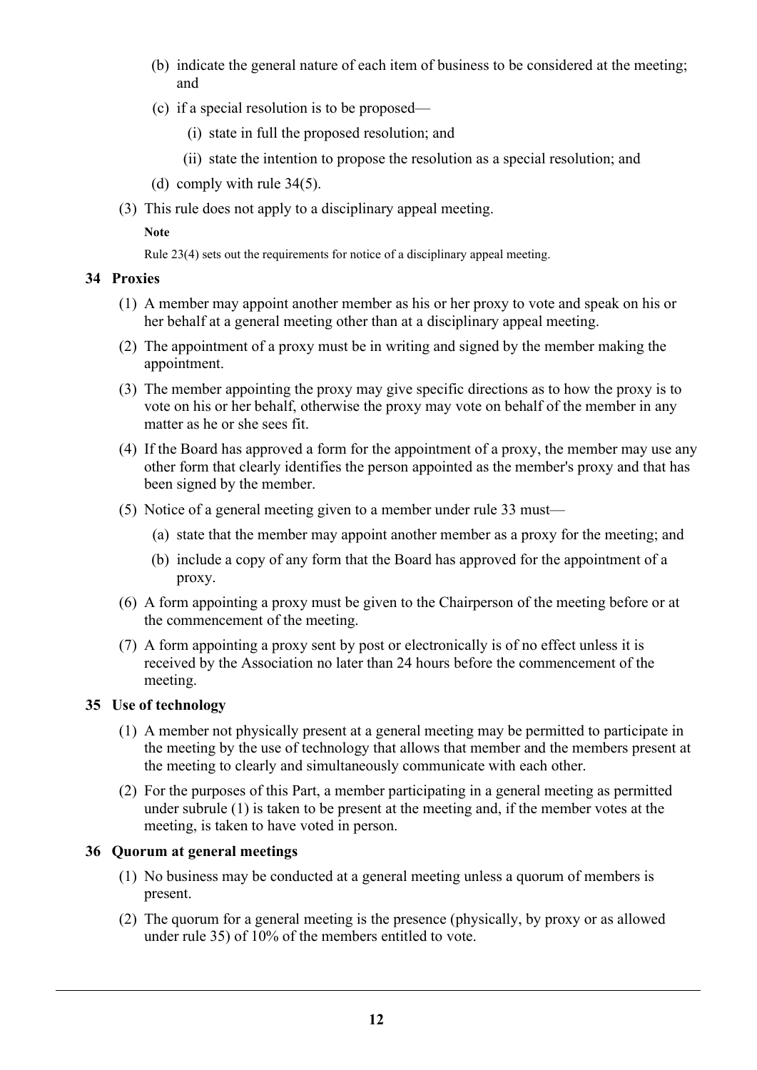(b) indicate the general nature of each item of business to be considered at the meeting; and

(c) if a special resolution is to be proposed—

(i) state in full the proposed resolution; and

(ii) state the intention to propose the resolution as a special resolution; and

(d) comply with rule 34(5).

(3) This rule does not apply to a disciplinary appeal meeting.

**Note**

Rule 23(4) sets out the requirements for notice of a disciplinary appeal meeting.

### 34 Proxies

(1) A member may appoint another member as his or her proxy to vote and speak on his or her behalf at a general meeting other than at a disciplinary appeal meeting.

(2) The appointment of a proxy must be in writing and signed by the member making the appointment.

(3) The member appointing the proxy may give specific directions as to how the proxy is to vote on his or her behalf, otherwise the proxy may vote on behalf of the member in any matter as he or she sees fit.

(4) If the Board has approved a form for the appointment of a proxy, the member may use any other form that clearly identifies the person appointed as the member's proxy and that has been signed by the member.

(5) Notice of a general meeting given to a member under rule 33 must—

(a) state that the member may appoint another member as a proxy for the meeting; and

(b) include a copy of any form that the Board has approved for the appointment of a proxy.

(6) A form appointing a proxy must be given to the Chairperson of the meeting before or at the commencement of the meeting.

(7) A form appointing a proxy sent by post or electronically is of no effect unless it is received by the Association no later than 24 hours before the commencement of the meeting.

### 35 Use of technology

(1) A member not physically present at a general meeting may be permitted to participate in the meeting by the use of technology that allows that member and the members present at the meeting to clearly and simultaneously communicate with each other.

(2) For the purposes of this Part, a member participating in a general meeting as permitted under subrule (1) is taken to be present at the meeting and, if the member votes at the meeting, is taken to have voted in person.

### 36 Quorum at general meetings

(1) No business may be conducted at a general meeting unless a quorum of members is present.

(2) The quorum for a general meeting is the presence (physically, by proxy or as allowed under rule 35) of 10% of the members entitled to vote.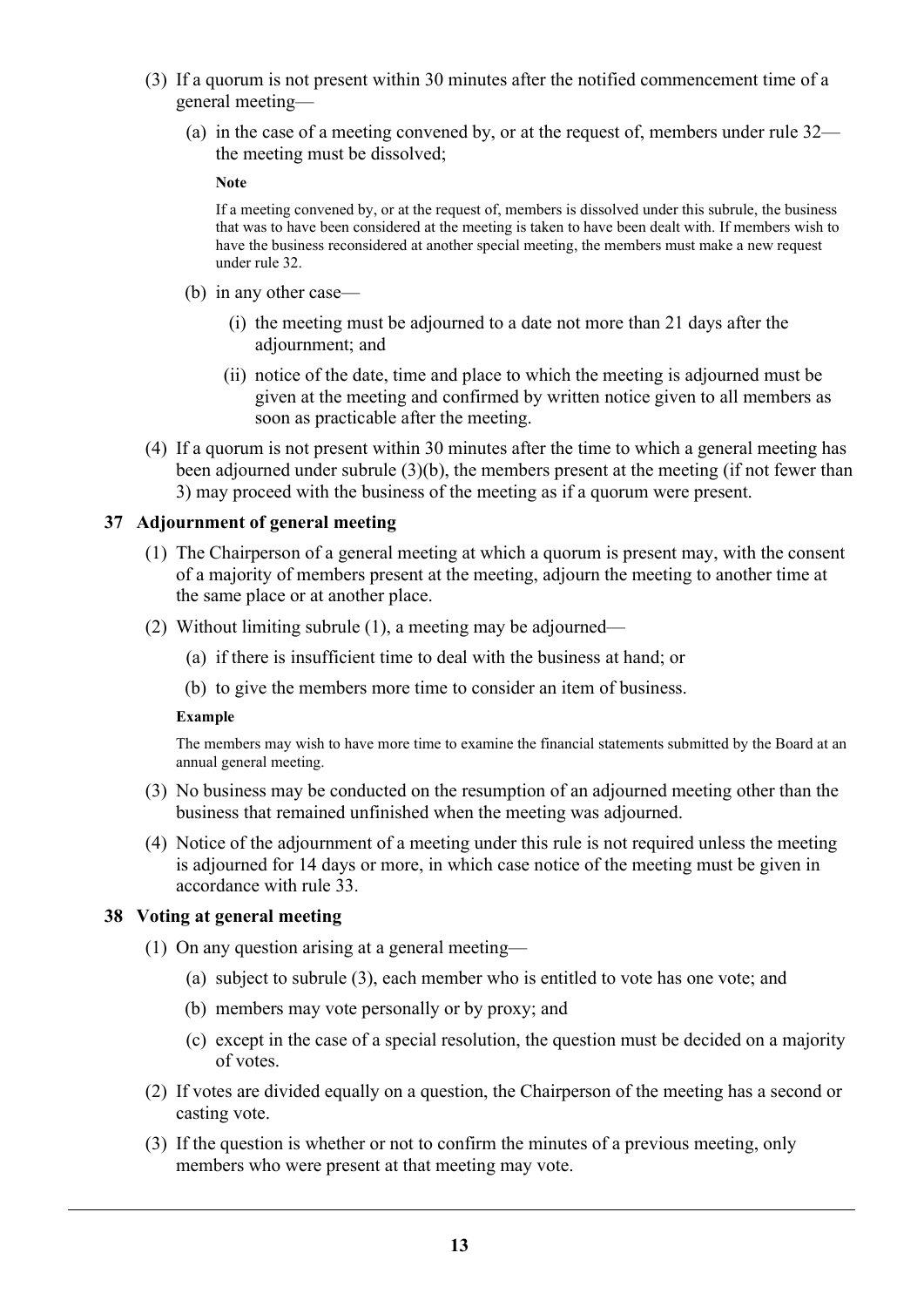(3) If a quorum is not present within 30 minutes after the notified commencement time of a general meeting—

(a) in the case of a meeting convened by, or at the request of, members under rule 32—the meeting must be dissolved;

**Note**

If a meeting convened by, or at the request of, members is dissolved under this subrule, the business that was to have been considered at the meeting is taken to have been dealt with. If members wish to have the business reconsidered at another special meeting, the members must make a new request under rule 32.

(b) in any other case—

(i) the meeting must be adjourned to a date not more than 21 days after the adjournment; and

(ii) notice of the date, time and place to which the meeting is adjourned must be given at the meeting and confirmed by written notice given to all members as soon as practicable after the meeting.

(4) If a quorum is not present within 30 minutes after the time to which a general meeting has been adjourned under subrule (3)(b), the members present at the meeting (if not fewer than 3) may proceed with the business of the meeting as if a quorum were present.

### 37 Adjournment of general meeting

(1) The Chairperson of a general meeting at which a quorum is present may, with the consent of a majority of members present at the meeting, adjourn the meeting to another time at the same place or at another place.

(2) Without limiting subrule (1), a meeting may be adjourned—

(a) if there is insufficient time to deal with the business at hand; or

(b) to give the members more time to consider an item of business.

**Example**

The members may wish to have more time to examine the financial statements submitted by the Board at an annual general meeting.

(3) No business may be conducted on the resumption of an adjourned meeting other than the business that remained unfinished when the meeting was adjourned.

(4) Notice of the adjournment of a meeting under this rule is not required unless the meeting is adjourned for 14 days or more, in which case notice of the meeting must be given in accordance with rule 33.

### 38 Voting at general meeting

(1) On any question arising at a general meeting—

(a) subject to subrule (3), each member who is entitled to vote has one vote; and

(b) members may vote personally or by proxy; and

(c) except in the case of a special resolution, the question must be decided on a majority of votes.

(2) If votes are divided equally on a question, the Chairperson of the meeting has a second or casting vote.

(3) If the question is whether or not to confirm the minutes of a previous meeting, only members who were present at that meeting may vote.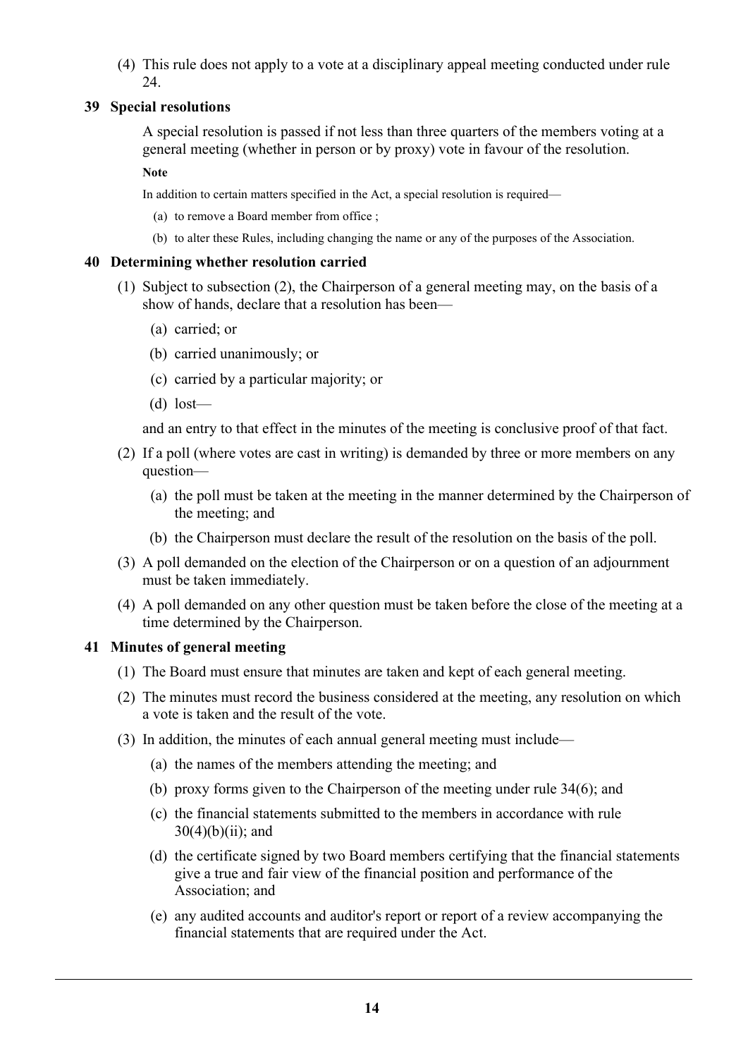(4) This rule does not apply to a vote at a disciplinary appeal meeting conducted under rule 24.

### 39 Special resolutions

A special resolution is passed if not less than three quarters of the members voting at a general meeting (whether in person or by proxy) vote in favour of the resolution.

**Note**

In addition to certain matters specified in the Act, a special resolution is required—

(a) to remove a Board member from office ;

(b) to alter these Rules, including changing the name or any of the purposes of the Association.

### 40 Determining whether resolution carried

(1) Subject to subsection (2), the Chairperson of a general meeting may, on the basis of a show of hands, declare that a resolution has been—

(a) carried; or

(b) carried unanimously; or

(c) carried by a particular majority; or

(d) lost—

and an entry to that effect in the minutes of the meeting is conclusive proof of that fact.

(2) If a poll (where votes are cast in writing) is demanded by three or more members on any question—

(a) the poll must be taken at the meeting in the manner determined by the Chairperson of the meeting; and

(b) the Chairperson must declare the result of the resolution on the basis of the poll.

(3) A poll demanded on the election of the Chairperson or on a question of an adjournment must be taken immediately.

(4) A poll demanded on any other question must be taken before the close of the meeting at a time determined by the Chairperson.

### 41 Minutes of general meeting

(1) The Board must ensure that minutes are taken and kept of each general meeting.

(2) The minutes must record the business considered at the meeting, any resolution on which a vote is taken and the result of the vote.

(3) In addition, the minutes of each annual general meeting must include—

(a) the names of the members attending the meeting; and

(b) proxy forms given to the Chairperson of the meeting under rule 34(6); and

(c) the financial statements submitted to the members in accordance with rule 30(4)(b)(ii); and

(d) the certificate signed by two Board members certifying that the financial statements give a true and fair view of the financial position and performance of the Association; and

(e) any audited accounts and auditor's report or report of a review accompanying the financial statements that are required under the Act.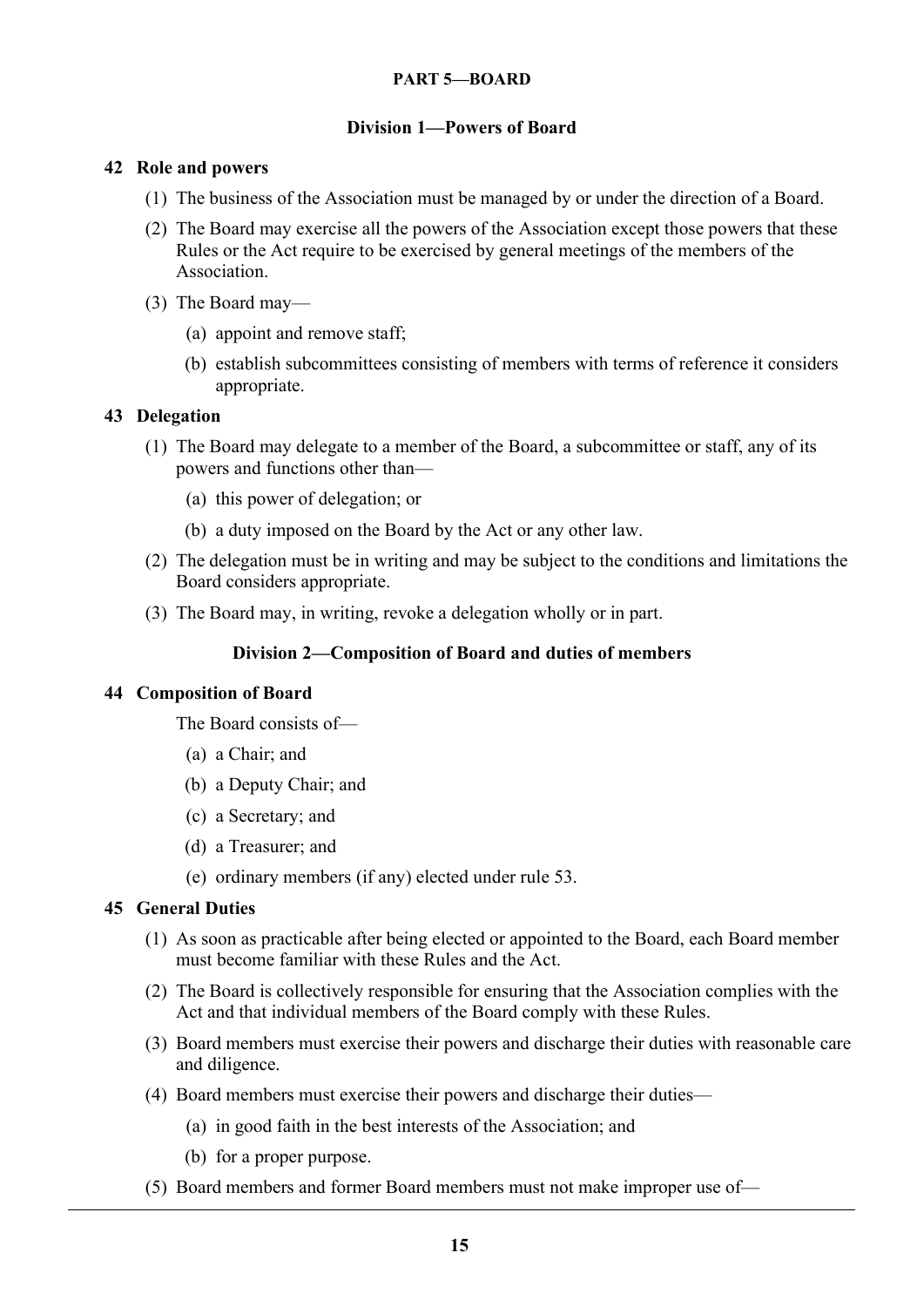**PART 5—BOARD**

**Division 1—Powers of Board**

**42 Role and powers**

(1) The business of the Association must be managed by or under the direction of a Board.

(2) The Board may exercise all the powers of the Association except those powers that these Rules or the Act require to be exercised by general meetings of the members of the Association.

(3) The Board may—

(a) appoint and remove staff;

(b) establish subcommittees consisting of members with terms of reference it considers appropriate.

**43 Delegation**

(1) The Board may delegate to a member of the Board, a subcommittee or staff, any of its powers and functions other than—

(a) this power of delegation; or

(b) a duty imposed on the Board by the Act or any other law.

(2) The delegation must be in writing and may be subject to the conditions and limitations the Board considers appropriate.

(3) The Board may, in writing, revoke a delegation wholly or in part.

**Division 2—Composition of Board and duties of members**

**44 Composition of Board**

The Board consists of—

(a) a Chair; and

(b) a Deputy Chair; and

(c) a Secretary; and

(d) a Treasurer; and

(e) ordinary members (if any) elected under rule 53.

**45 General Duties**

(1) As soon as practicable after being elected or appointed to the Board, each Board member must become familiar with these Rules and the Act.

(2) The Board is collectively responsible for ensuring that the Association complies with the Act and that individual members of the Board comply with these Rules.

(3) Board members must exercise their powers and discharge their duties with reasonable care and diligence.

(4) Board members must exercise their powers and discharge their duties—

(a) in good faith in the best interests of the Association; and

(b) for a proper purpose.

(5) Board members and former Board members must not make improper use of—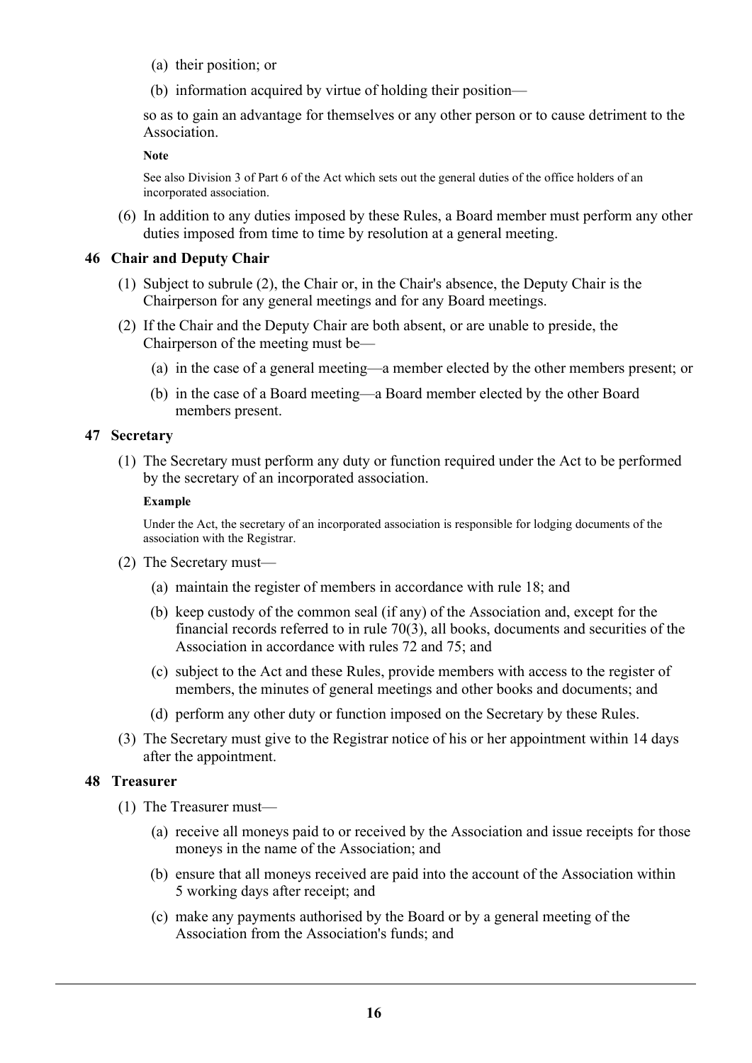(a) their position; or

(b) information acquired by virtue of holding their position—

so as to gain an advantage for themselves or any other person or to cause detriment to the Association.

**Note**

See also Division 3 of Part 6 of the Act which sets out the general duties of the office holders of an incorporated association.

(6) In addition to any duties imposed by these Rules, a Board member must perform any other duties imposed from time to time by resolution at a general meeting.

### 46 Chair and Deputy Chair

(1) Subject to subrule (2), the Chair or, in the Chair's absence, the Deputy Chair is the Chairperson for any general meetings and for any Board meetings.

(2) If the Chair and the Deputy Chair are both absent, or are unable to preside, the Chairperson of the meeting must be—

(a) in the case of a general meeting—a member elected by the other members present; or

(b) in the case of a Board meeting—a Board member elected by the other Board members present.

### 47 Secretary

(1) The Secretary must perform any duty or function required under the Act to be performed by the secretary of an incorporated association.

**Example**

Under the Act, the secretary of an incorporated association is responsible for lodging documents of the association with the Registrar.

(2) The Secretary must—

(a) maintain the register of members in accordance with rule 18; and

(b) keep custody of the common seal (if any) of the Association and, except for the financial records referred to in rule 70(3), all books, documents and securities of the Association in accordance with rules 72 and 75; and

(c) subject to the Act and these Rules, provide members with access to the register of members, the minutes of general meetings and other books and documents; and

(d) perform any other duty or function imposed on the Secretary by these Rules.

(3) The Secretary must give to the Registrar notice of his or her appointment within 14 days after the appointment.

### 48 Treasurer

(1) The Treasurer must—

(a) receive all moneys paid to or received by the Association and issue receipts for those moneys in the name of the Association; and

(b) ensure that all moneys received are paid into the account of the Association within 5 working days after receipt; and

(c) make any payments authorised by the Board or by a general meeting of the Association from the Association's funds; and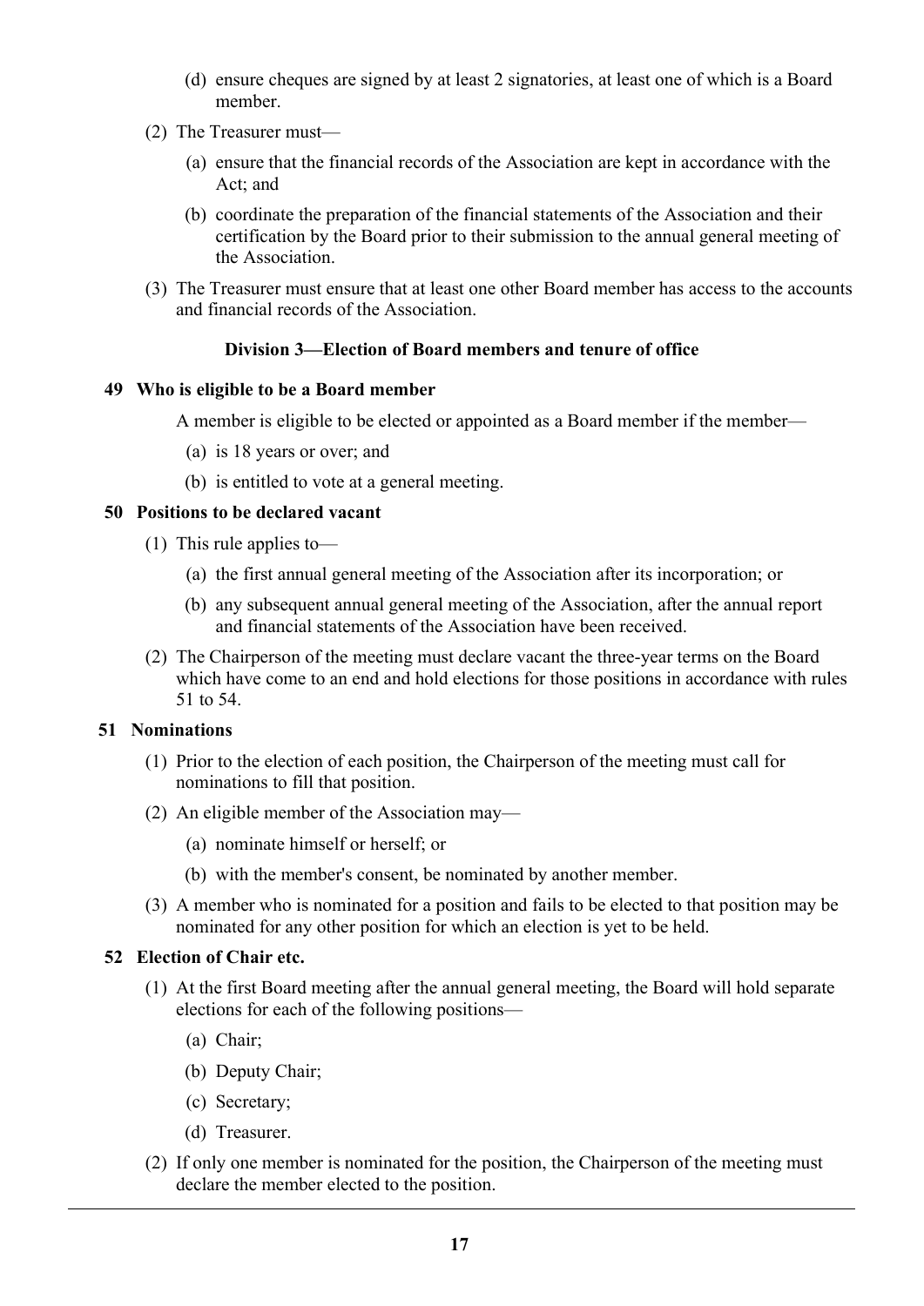(d) ensure cheques are signed by at least 2 signatories, at least one of which is a Board member.

(2) The Treasurer must—

(a) ensure that the financial records of the Association are kept in accordance with the Act; and

(b) coordinate the preparation of the financial statements of the Association and their certification by the Board prior to their submission to the annual general meeting of the Association.

(3) The Treasurer must ensure that at least one other Board member has access to the accounts and financial records of the Association.

### Division 3—Election of Board members and tenure of office

#### 49 Who is eligible to be a Board member

A member is eligible to be elected or appointed as a Board member if the member—

(a) is 18 years or over; and

(b) is entitled to vote at a general meeting.

#### 50 Positions to be declared vacant

(1) This rule applies to—

(a) the first annual general meeting of the Association after its incorporation; or

(b) any subsequent annual general meeting of the Association, after the annual report and financial statements of the Association have been received.

(2) The Chairperson of the meeting must declare vacant the three-year terms on the Board which have come to an end and hold elections for those positions in accordance with rules 51 to 54.

#### 51 Nominations

(1) Prior to the election of each position, the Chairperson of the meeting must call for nominations to fill that position.

(2) An eligible member of the Association may—

(a) nominate himself or herself; or

(b) with the member's consent, be nominated by another member.

(3) A member who is nominated for a position and fails to be elected to that position may be nominated for any other position for which an election is yet to be held.

#### 52 Election of Chair etc.

(1) At the first Board meeting after the annual general meeting, the Board will hold separate elections for each of the following positions—

(a) Chair;

(b) Deputy Chair;

(c) Secretary;

(d) Treasurer.

(2) If only one member is nominated for the position, the Chairperson of the meeting must declare the member elected to the position.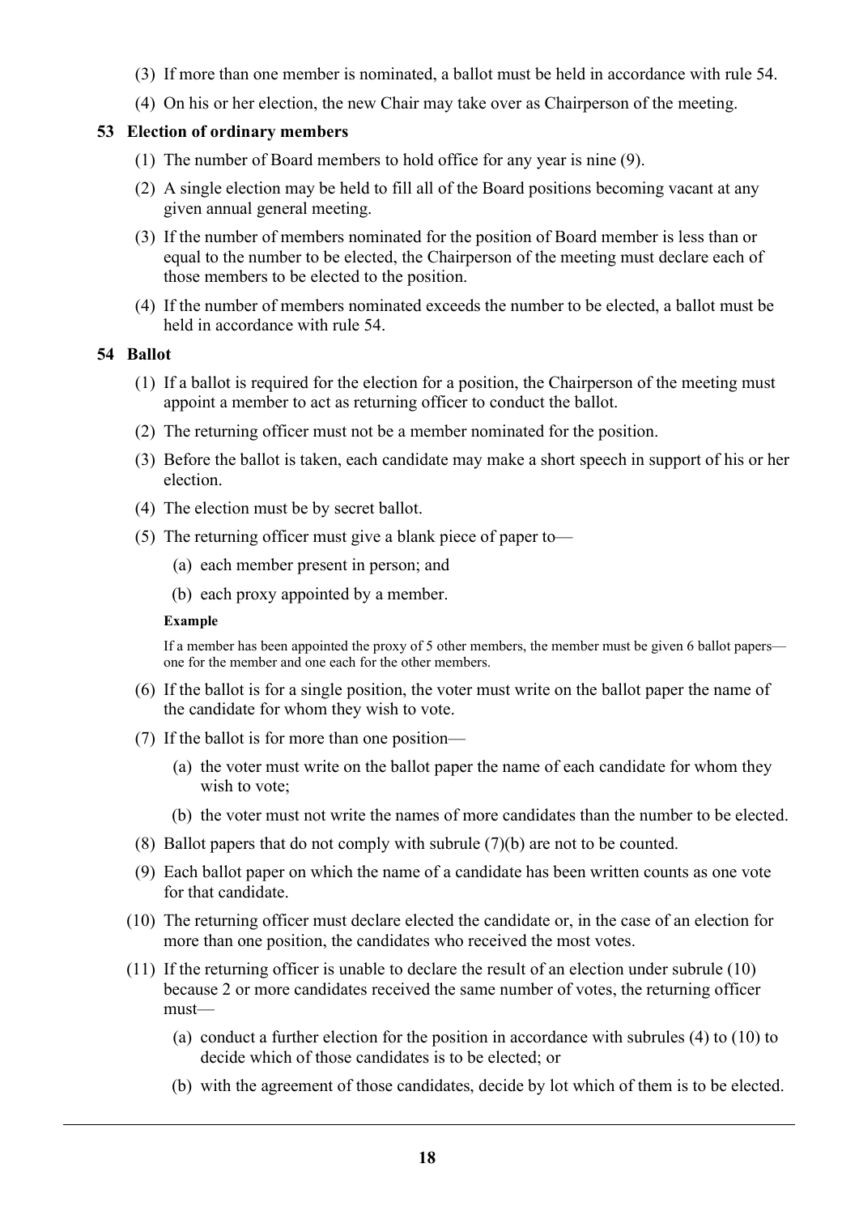(3) If more than one member is nominated, a ballot must be held in accordance with rule 54.

(4) On his or her election, the new Chair may take over as Chairperson of the meeting.

### 53 Election of ordinary members

(1) The number of Board members to hold office for any year is nine (9).

(2) A single election may be held to fill all of the Board positions becoming vacant at any given annual general meeting.

(3) If the number of members nominated for the position of Board member is less than or equal to the number to be elected, the Chairperson of the meeting must declare each of those members to be elected to the position.

(4) If the number of members nominated exceeds the number to be elected, a ballot must be held in accordance with rule 54.

### 54 Ballot

(1) If a ballot is required for the election for a position, the Chairperson of the meeting must appoint a member to act as returning officer to conduct the ballot.

(2) The returning officer must not be a member nominated for the position.

(3) Before the ballot is taken, each candidate may make a short speech in support of his or her election.

(4) The election must be by secret ballot.

(5) The returning officer must give a blank piece of paper to—

(a) each member present in person; and

(b) each proxy appointed by a member.

**Example**

If a member has been appointed the proxy of 5 other members, the member must be given 6 ballot papers—one for the member and one each for the other members.

(6) If the ballot is for a single position, the voter must write on the ballot paper the name of the candidate for whom they wish to vote.

(7) If the ballot is for more than one position—

(a) the voter must write on the ballot paper the name of each candidate for whom they wish to vote;

(b) the voter must not write the names of more candidates than the number to be elected.

(8) Ballot papers that do not comply with subrule (7)(b) are not to be counted.

(9) Each ballot paper on which the name of a candidate has been written counts as one vote for that candidate.

(10) The returning officer must declare elected the candidate or, in the case of an election for more than one position, the candidates who received the most votes.

(11) If the returning officer is unable to declare the result of an election under subrule (10) because 2 or more candidates received the same number of votes, the returning officer must—

(a) conduct a further election for the position in accordance with subrules (4) to (10) to decide which of those candidates is to be elected; or

(b) with the agreement of those candidates, decide by lot which of them is to be elected.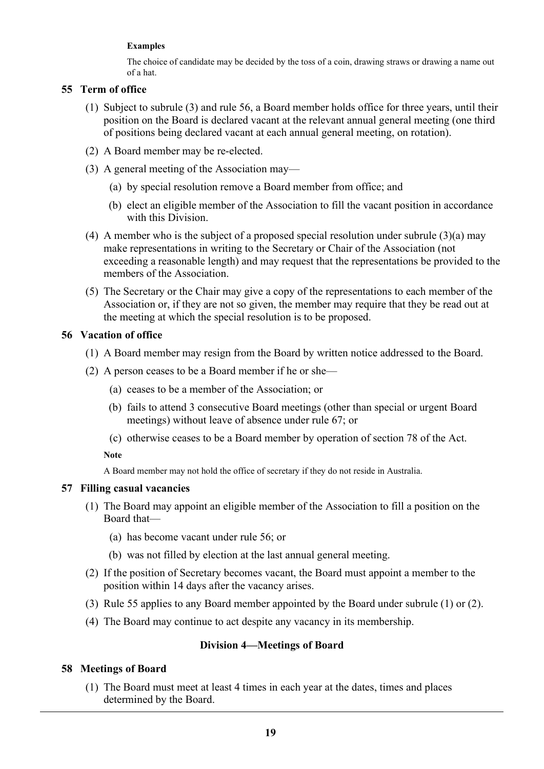**Examples**

The choice of candidate may be decided by the toss of a coin, drawing straws or drawing a name out of a hat.

### 55 Term of office

(1) Subject to subrule (3) and rule 56, a Board member holds office for three years, until their position on the Board is declared vacant at the relevant annual general meeting (one third of positions being declared vacant at each annual general meeting, on rotation).

(2) A Board member may be re-elected.

(3) A general meeting of the Association may—

(a) by special resolution remove a Board member from office; and

(b) elect an eligible member of the Association to fill the vacant position in accordance with this Division.

(4) A member who is the subject of a proposed special resolution under subrule (3)(a) may make representations in writing to the Secretary or Chair of the Association (not exceeding a reasonable length) and may request that the representations be provided to the members of the Association.

(5) The Secretary or the Chair may give a copy of the representations to each member of the Association or, if they are not so given, the member may require that they be read out at the meeting at which the special resolution is to be proposed.

### 56 Vacation of office

(1) A Board member may resign from the Board by written notice addressed to the Board.

(2) A person ceases to be a Board member if he or she—

(a) ceases to be a member of the Association; or

(b) fails to attend 3 consecutive Board meetings (other than special or urgent Board meetings) without leave of absence under rule 67; or

(c) otherwise ceases to be a Board member by operation of section 78 of the Act.

**Note**

A Board member may not hold the office of secretary if they do not reside in Australia.

### 57 Filling casual vacancies

(1) The Board may appoint an eligible member of the Association to fill a position on the Board that—

(a) has become vacant under rule 56; or

(b) was not filled by election at the last annual general meeting.

(2) If the position of Secretary becomes vacant, the Board must appoint a member to the position within 14 days after the vacancy arises.

(3) Rule 55 applies to any Board member appointed by the Board under subrule (1) or (2).

(4) The Board may continue to act despite any vacancy in its membership.

## Division 4—Meetings of Board

### 58 Meetings of Board

(1) The Board must meet at least 4 times in each year at the dates, times and places determined by the Board.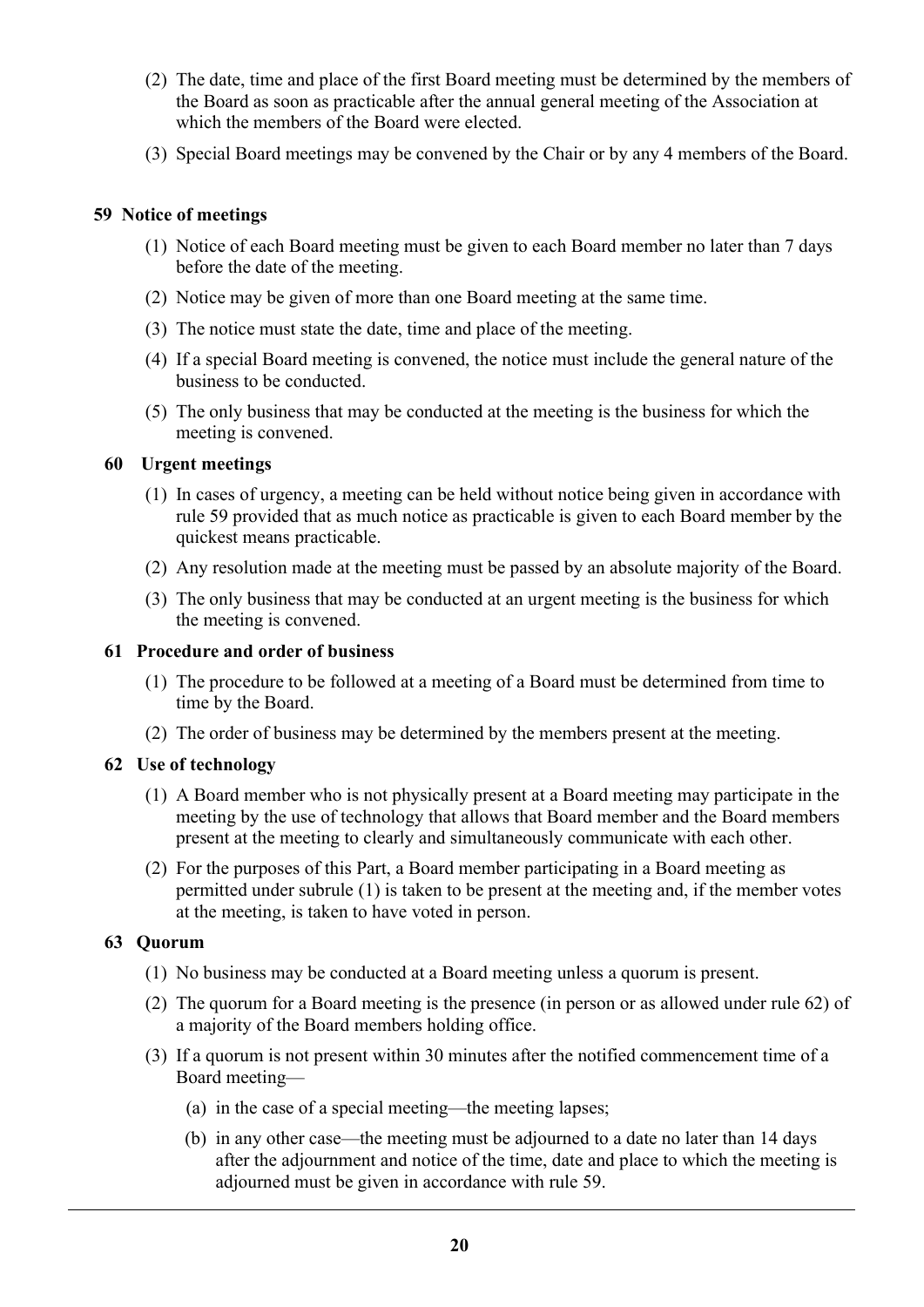(2) The date, time and place of the first Board meeting must be determined by the members of the Board as soon as practicable after the annual general meeting of the Association at which the members of the Board were elected.

(3) Special Board meetings may be convened by the Chair or by any 4 members of the Board.

### 59 Notice of meetings

(1) Notice of each Board meeting must be given to each Board member no later than 7 days before the date of the meeting.

(2) Notice may be given of more than one Board meeting at the same time.

(3) The notice must state the date, time and place of the meeting.

(4) If a special Board meeting is convened, the notice must include the general nature of the business to be conducted.

(5) The only business that may be conducted at the meeting is the business for which the meeting is convened.

### 60 Urgent meetings

(1) In cases of urgency, a meeting can be held without notice being given in accordance with rule 59 provided that as much notice as practicable is given to each Board member by the quickest means practicable.

(2) Any resolution made at the meeting must be passed by an absolute majority of the Board.

(3) The only business that may be conducted at an urgent meeting is the business for which the meeting is convened.

### 61 Procedure and order of business

(1) The procedure to be followed at a meeting of a Board must be determined from time to time by the Board.

(2) The order of business may be determined by the members present at the meeting.

### 62 Use of technology

(1) A Board member who is not physically present at a Board meeting may participate in the meeting by the use of technology that allows that Board member and the Board members present at the meeting to clearly and simultaneously communicate with each other.

(2) For the purposes of this Part, a Board member participating in a Board meeting as permitted under subrule (1) is taken to be present at the meeting and, if the member votes at the meeting, is taken to have voted in person.

### 63 Quorum

(1) No business may be conducted at a Board meeting unless a quorum is present.

(2) The quorum for a Board meeting is the presence (in person or as allowed under rule 62) of a majority of the Board members holding office.

(3) If a quorum is not present within 30 minutes after the notified commencement time of a Board meeting—

(a) in the case of a special meeting—the meeting lapses;

(b) in any other case—the meeting must be adjourned to a date no later than 14 days after the adjournment and notice of the time, date and place to which the meeting is adjourned must be given in accordance with rule 59.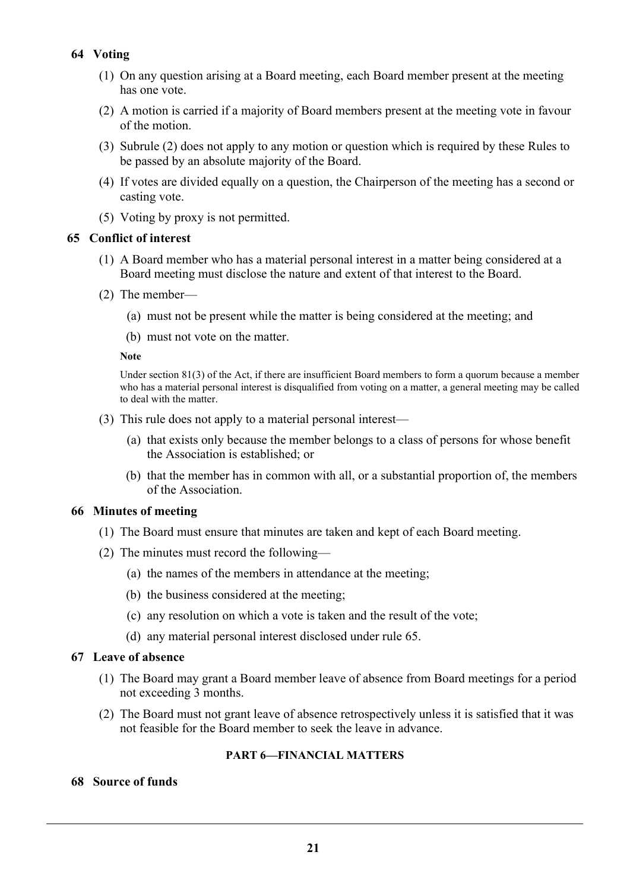### 64 Voting

(1) On any question arising at a Board meeting, each Board member present at the meeting has one vote.

(2) A motion is carried if a majority of Board members present at the meeting vote in favour of the motion.

(3) Subrule (2) does not apply to any motion or question which is required by these Rules to be passed by an absolute majority of the Board.

(4) If votes are divided equally on a question, the Chairperson of the meeting has a second or casting vote.

(5) Voting by proxy is not permitted.

### 65 Conflict of interest

(1) A Board member who has a material personal interest in a matter being considered at a Board meeting must disclose the nature and extent of that interest to the Board.

(2) The member—

(a) must not be present while the matter is being considered at the meeting; and

(b) must not vote on the matter.

**Note**

Under section 81(3) of the Act, if there are insufficient Board members to form a quorum because a member who has a material personal interest is disqualified from voting on a matter, a general meeting may be called to deal with the matter.

(3) This rule does not apply to a material personal interest—

(a) that exists only because the member belongs to a class of persons for whose benefit the Association is established; or

(b) that the member has in common with all, or a substantial proportion of, the members of the Association.

### 66 Minutes of meeting

(1) The Board must ensure that minutes are taken and kept of each Board meeting.

(2) The minutes must record the following—

(a) the names of the members in attendance at the meeting;

(b) the business considered at the meeting;

(c) any resolution on which a vote is taken and the result of the vote;

(d) any material personal interest disclosed under rule 65.

### 67 Leave of absence

(1) The Board may grant a Board member leave of absence from Board meetings for a period not exceeding 3 months.

(2) The Board must not grant leave of absence retrospectively unless it is satisfied that it was not feasible for the Board member to seek the leave in advance.

## PART 6—FINANCIAL MATTERS

### 68 Source of funds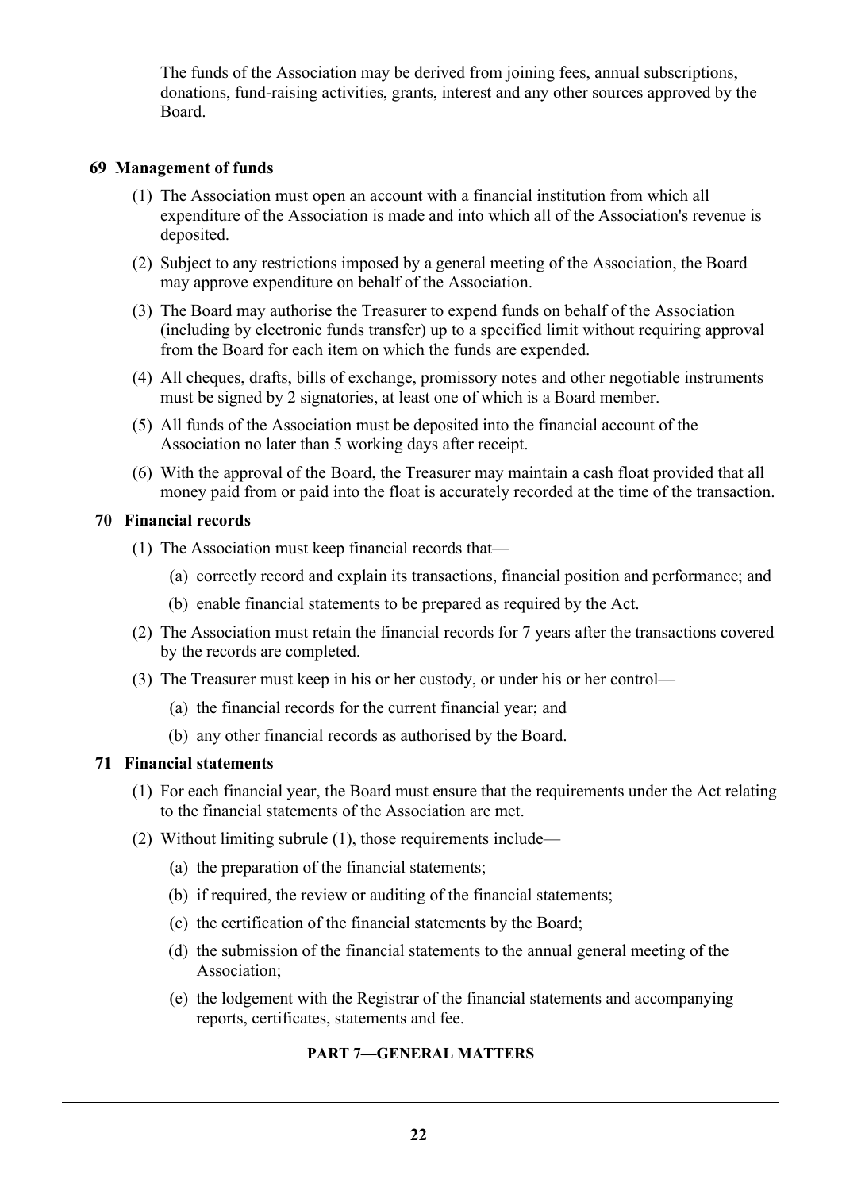The funds of the Association may be derived from joining fees, annual subscriptions, donations, fund-raising activities, grants, interest and any other sources approved by the Board.

### 69 Management of funds

(1) The Association must open an account with a financial institution from which all expenditure of the Association is made and into which all of the Association's revenue is deposited.

(2) Subject to any restrictions imposed by a general meeting of the Association, the Board may approve expenditure on behalf of the Association.

(3) The Board may authorise the Treasurer to expend funds on behalf of the Association (including by electronic funds transfer) up to a specified limit without requiring approval from the Board for each item on which the funds are expended.

(4) All cheques, drafts, bills of exchange, promissory notes and other negotiable instruments must be signed by 2 signatories, at least one of which is a Board member.

(5) All funds of the Association must be deposited into the financial account of the Association no later than 5 working days after receipt.

(6) With the approval of the Board, the Treasurer may maintain a cash float provided that all money paid from or paid into the float is accurately recorded at the time of the transaction.

### 70 Financial records

(1) The Association must keep financial records that—

- (a) correctly record and explain its transactions, financial position and performance; and
- (b) enable financial statements to be prepared as required by the Act.

(2) The Association must retain the financial records for 7 years after the transactions covered by the records are completed.

(3) The Treasurer must keep in his or her custody, or under his or her control—

- (a) the financial records for the current financial year; and
- (b) any other financial records as authorised by the Board.

### 71 Financial statements

(1) For each financial year, the Board must ensure that the requirements under the Act relating to the financial statements of the Association are met.

(2) Without limiting subrule (1), those requirements include—

- (a) the preparation of the financial statements;
- (b) if required, the review or auditing of the financial statements;
- (c) the certification of the financial statements by the Board;
- (d) the submission of the financial statements to the annual general meeting of the Association;
- (e) the lodgement with the Registrar of the financial statements and accompanying reports, certificates, statements and fee.

## PART 7—GENERAL MATTERS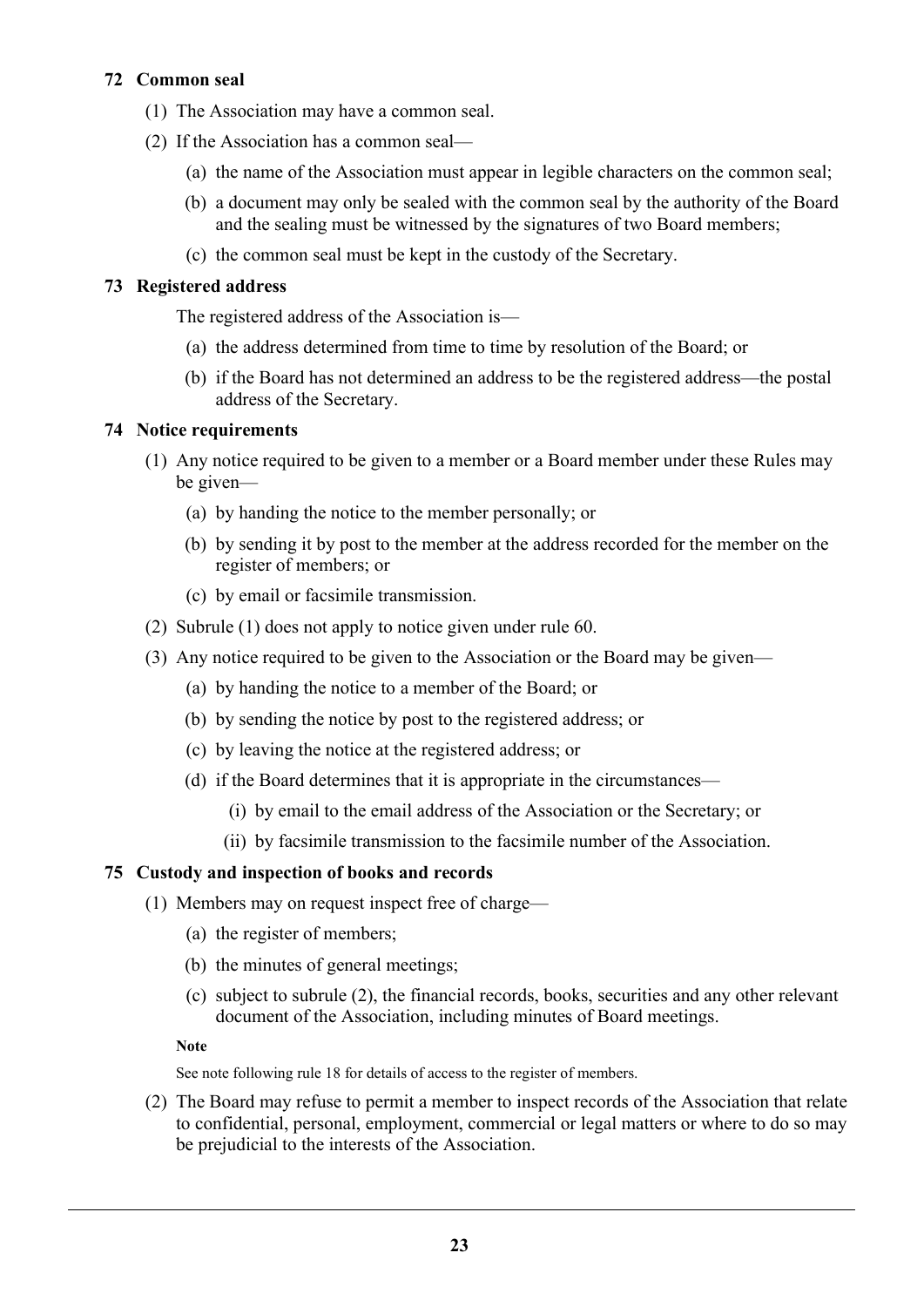### 72 Common seal

(1) The Association may have a common seal.

(2) If the Association has a common seal—

  (a) the name of the Association must appear in legible characters on the common seal;

  (b) a document may only be sealed with the common seal by the authority of the Board and the sealing must be witnessed by the signatures of two Board members;

  (c) the common seal must be kept in the custody of the Secretary.

### 73 Registered address

The registered address of the Association is—

  (a) the address determined from time to time by resolution of the Board; or

  (b) if the Board has not determined an address to be the registered address—the postal address of the Secretary.

### 74 Notice requirements

(1) Any notice required to be given to a member or a Board member under these Rules may be given—

  (a) by handing the notice to the member personally; or

  (b) by sending it by post to the member at the address recorded for the member on the register of members; or

  (c) by email or facsimile transmission.

(2) Subrule (1) does not apply to notice given under rule 60.

(3) Any notice required to be given to the Association or the Board may be given—

  (a) by handing the notice to a member of the Board; or

  (b) by sending the notice by post to the registered address; or

  (c) by leaving the notice at the registered address; or

  (d) if the Board determines that it is appropriate in the circumstances—

    (i) by email to the email address of the Association or the Secretary; or

    (ii) by facsimile transmission to the facsimile number of the Association.

### 75 Custody and inspection of books and records

(1) Members may on request inspect free of charge—

  (a) the register of members;

  (b) the minutes of general meetings;

  (c) subject to subrule (2), the financial records, books, securities and any other relevant document of the Association, including minutes of Board meetings.

**Note**

See note following rule 18 for details of access to the register of members.

(2) The Board may refuse to permit a member to inspect records of the Association that relate to confidential, personal, employment, commercial or legal matters or where to do so may be prejudicial to the interests of the Association.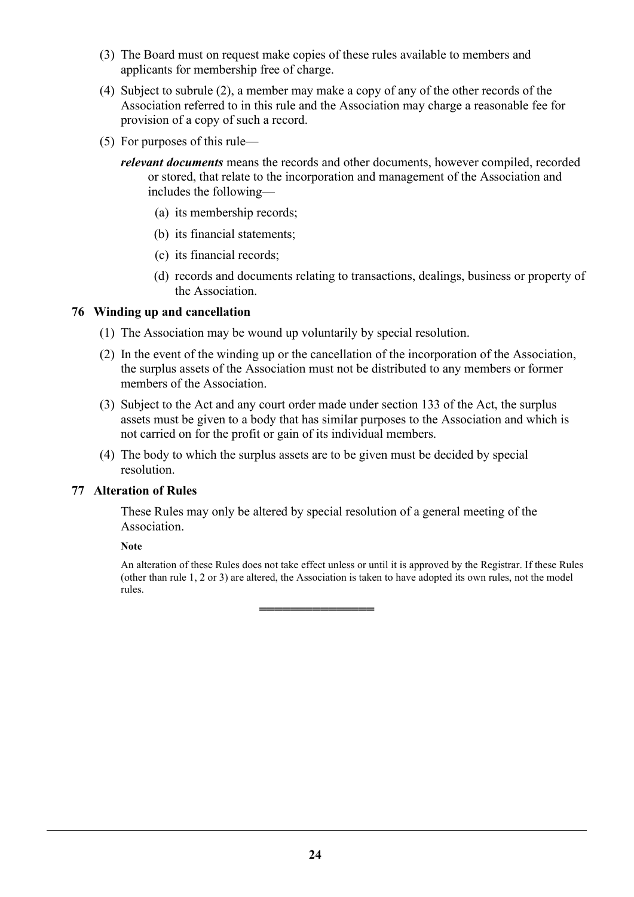(3) The Board must on request make copies of these rules available to members and applicants for membership free of charge.

(4) Subject to subrule (2), a member may make a copy of any of the other records of the Association referred to in this rule and the Association may charge a reasonable fee for provision of a copy of such a record.

(5) For purposes of this rule—

***relevant documents*** means the records and other documents, however compiled, recorded or stored, that relate to the incorporation and management of the Association and includes the following—

(a) its membership records;

(b) its financial statements;

(c) its financial records;

(d) records and documents relating to transactions, dealings, business or property of the Association.

### 76 Winding up and cancellation

(1) The Association may be wound up voluntarily by special resolution.

(2) In the event of the winding up or the cancellation of the incorporation of the Association, the surplus assets of the Association must not be distributed to any members or former members of the Association.

(3) Subject to the Act and any court order made under section 133 of the Act, the surplus assets must be given to a body that has similar purposes to the Association and which is not carried on for the profit or gain of its individual members.

(4) The body to which the surplus assets are to be given must be decided by special resolution.

### 77 Alteration of Rules

These Rules may only be altered by special resolution of a general meeting of the Association.

**Note**

An alteration of these Rules does not take effect unless or until it is approved by the Registrar. If these Rules (other than rule 1, 2 or 3) are altered, the Association is taken to have adopted its own rules, not the model rules.